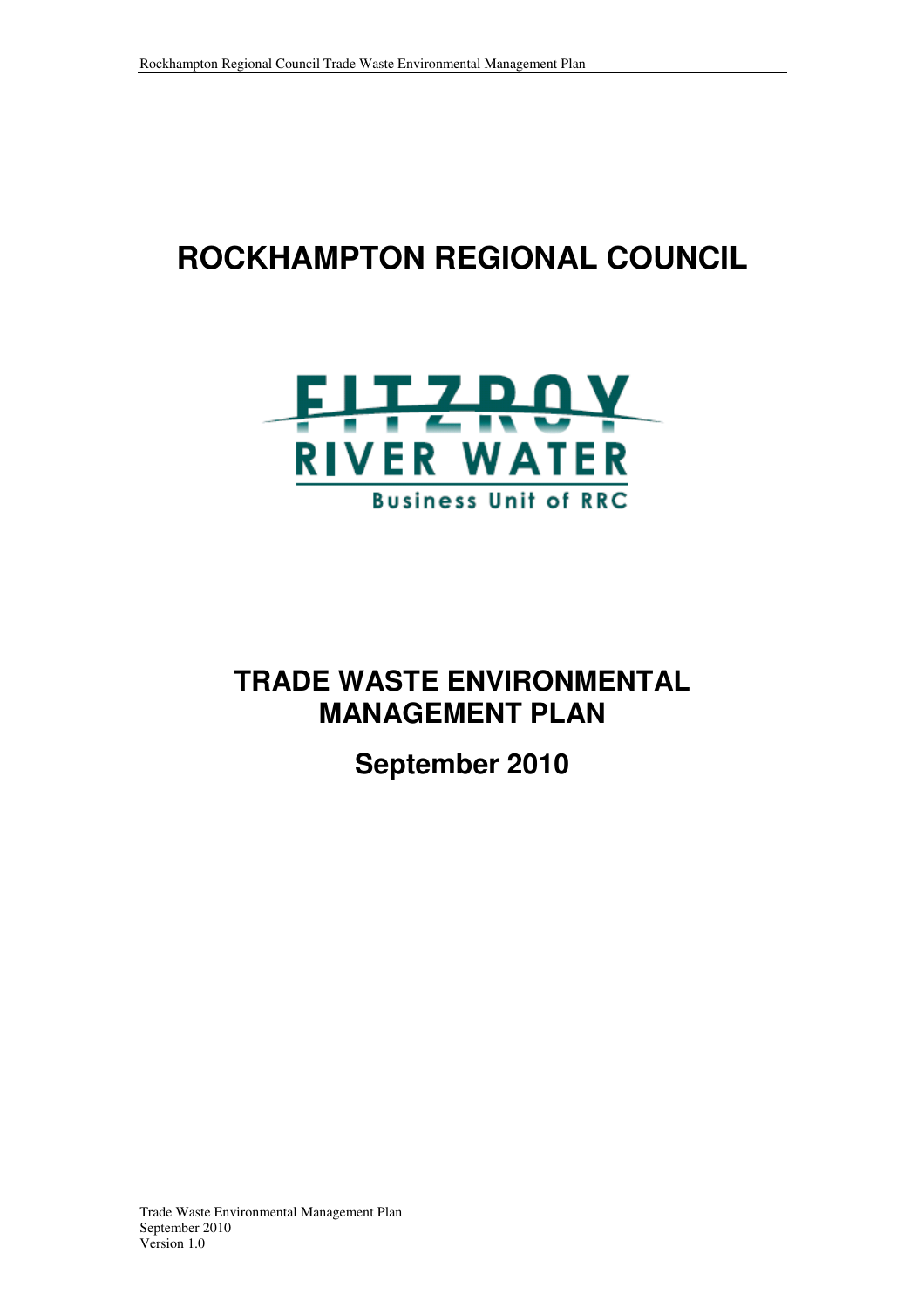# ROCKHAMPTON REGIONAL COUNCIL

FITZROY RIVER WATER

Business Unit of RRC

# TRADE WASTE ENVIRONMENTAL MANAGEMENT PLAN

## September 2010

Trade Waste Environmental Management Plan
September 2010
Version 1.0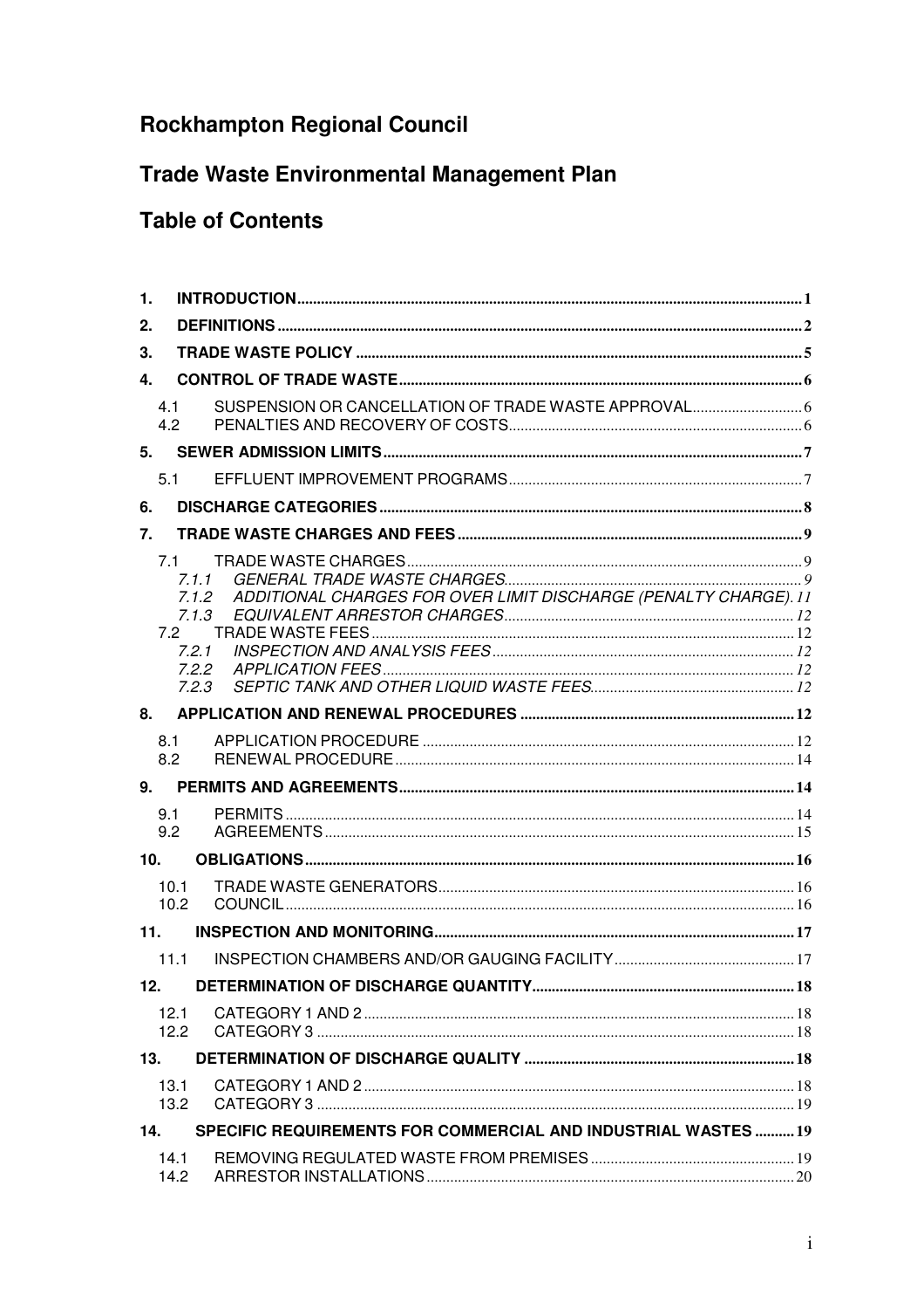# Rockhampton Regional Council

## Trade Waste Environmental Management Plan

## Table of Contents

**1. INTRODUCTION** .......... 1

**2. DEFINITIONS** .......... 2

**3. TRADE WASTE POLICY** .......... 5

**4. CONTROL OF TRADE WASTE** .......... 6

- 4.1 SUSPENSION OR CANCELLATION OF TRADE WASTE APPROVAL .......... 6
- 4.2 PENALTIES AND RECOVERY OF COSTS .......... 6

**5. SEWER ADMISSION LIMITS** .......... 7

- 5.1 EFFLUENT IMPROVEMENT PROGRAMS .......... 7

**6. DISCHARGE CATEGORIES** .......... 8

**7. TRADE WASTE CHARGES AND FEES** .......... 9

- 7.1 TRADE WASTE CHARGES .......... 9
  - *7.1.1 GENERAL TRADE WASTE CHARGES* .......... 9
  - *7.1.2 ADDITIONAL CHARGES FOR OVER LIMIT DISCHARGE (PENALTY CHARGE)* .......... 11
  - *7.1.3 EQUIVALENT ARRESTOR CHARGES* .......... 12
- 7.2 TRADE WASTE FEES .......... 12
  - *7.2.1 INSPECTION AND ANALYSIS FEES* .......... 12
  - *7.2.2 APPLICATION FEES* .......... 12
  - *7.2.3 SEPTIC TANK AND OTHER LIQUID WASTE FEES* .......... 12

**8. APPLICATION AND RENEWAL PROCEDURES** .......... 12

- 8.1 APPLICATION PROCEDURE .......... 12
- 8.2 RENEWAL PROCEDURE .......... 14

**9. PERMITS AND AGREEMENTS** .......... 14

- 9.1 PERMITS .......... 14
- 9.2 AGREEMENTS .......... 15

**10. OBLIGATIONS** .......... 16

- 10.1 TRADE WASTE GENERATORS .......... 16
- 10.2 COUNCIL .......... 16

**11. INSPECTION AND MONITORING** .......... 17

- 11.1 INSPECTION CHAMBERS AND/OR GAUGING FACILITY .......... 17

**12. DETERMINATION OF DISCHARGE QUANTITY** .......... 18

- 12.1 CATEGORY 1 AND 2 .......... 18
- 12.2 CATEGORY 3 .......... 18

**13. DETERMINATION OF DISCHARGE QUALITY** .......... 18

- 13.1 CATEGORY 1 AND 2 .......... 18
- 13.2 CATEGORY 3 .......... 19

**14. SPECIFIC REQUIREMENTS FOR COMMERCIAL AND INDUSTRIAL WASTES** .......... 19

- 14.1 REMOVING REGULATED WASTE FROM PREMISES .......... 19
- 14.2 ARRESTOR INSTALLATIONS .......... 20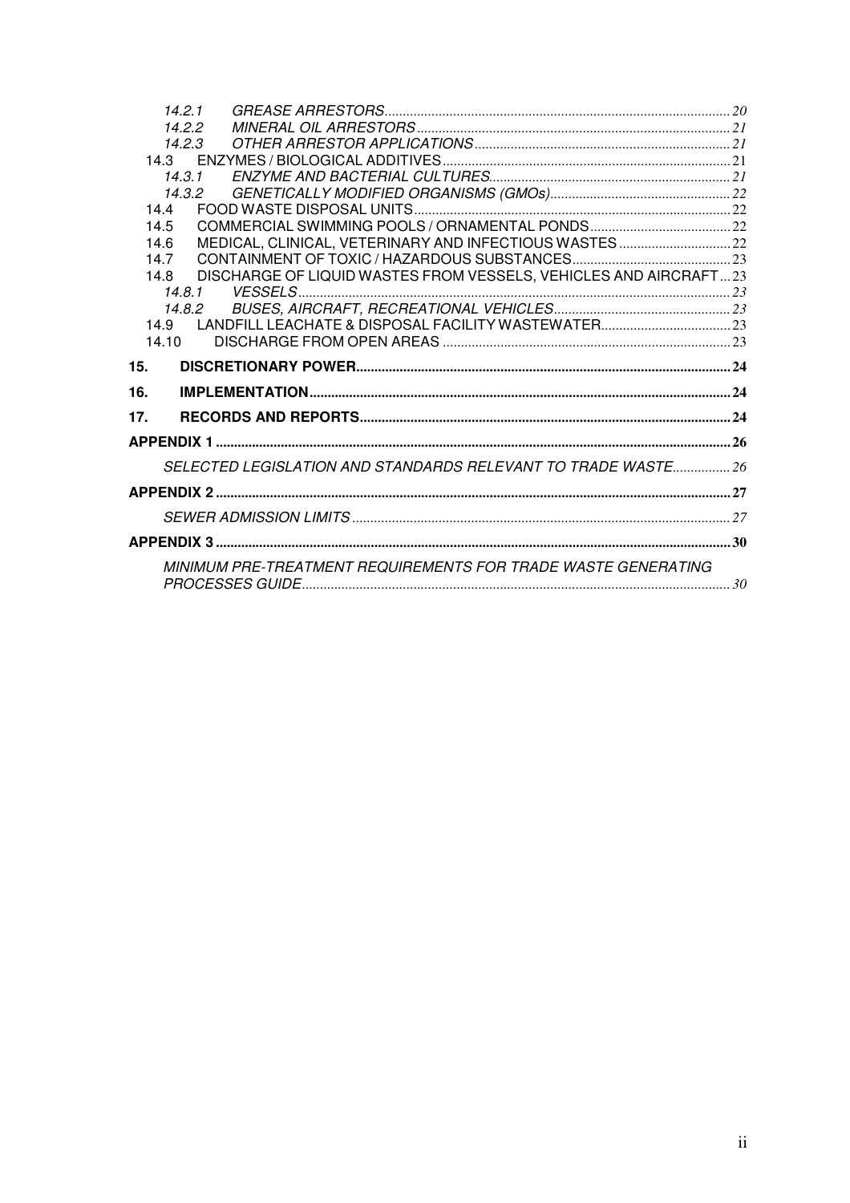14.2.1 *GREASE ARRESTORS* ........ 20
14.2.2 *MINERAL OIL ARRESTORS* ........ 21
14.2.3 *OTHER ARRESTOR APPLICATIONS* ........ 21
14.3 ENZYMES / BIOLOGICAL ADDITIVES ........ 21
14.3.1 *ENZYME AND BACTERIAL CULTURES* ........ 21
14.3.2 *GENETICALLY MODIFIED ORGANISMS (GMOs)* ........ 22
14.4 FOOD WASTE DISPOSAL UNITS ........ 22
14.5 COMMERCIAL SWIMMING POOLS / ORNAMENTAL PONDS ........ 22
14.6 MEDICAL, CLINICAL, VETERINARY AND INFECTIOUS WASTES ........ 22
14.7 CONTAINMENT OF TOXIC / HAZARDOUS SUBSTANCES ........ 23
14.8 DISCHARGE OF LIQUID WASTES FROM VESSELS, VEHICLES AND AIRCRAFT ........ 23
14.8.1 *VESSELS* ........ 23
14.8.2 *BUSES, AIRCRAFT, RECREATIONAL VEHICLES* ........ 23
14.9 LANDFILL LEACHATE & DISPOSAL FACILITY WASTEWATER ........ 23
14.10 DISCHARGE FROM OPEN AREAS ........ 23

**15. DISCRETIONARY POWER** ........ **24**

**16. IMPLEMENTATION** ........ **24**

**17. RECORDS AND REPORTS** ........ **24**

**APPENDIX 1** ........ **26**

*SELECTED LEGISLATION AND STANDARDS RELEVANT TO TRADE WASTE* ........ 26

**APPENDIX 2** ........ **27**

*SEWER ADMISSION LIMITS* ........ 27

**APPENDIX 3** ........ **30**

*MINIMUM PRE-TREATMENT REQUIREMENTS FOR TRADE WASTE GENERATING PROCESSES GUIDE* ........ 30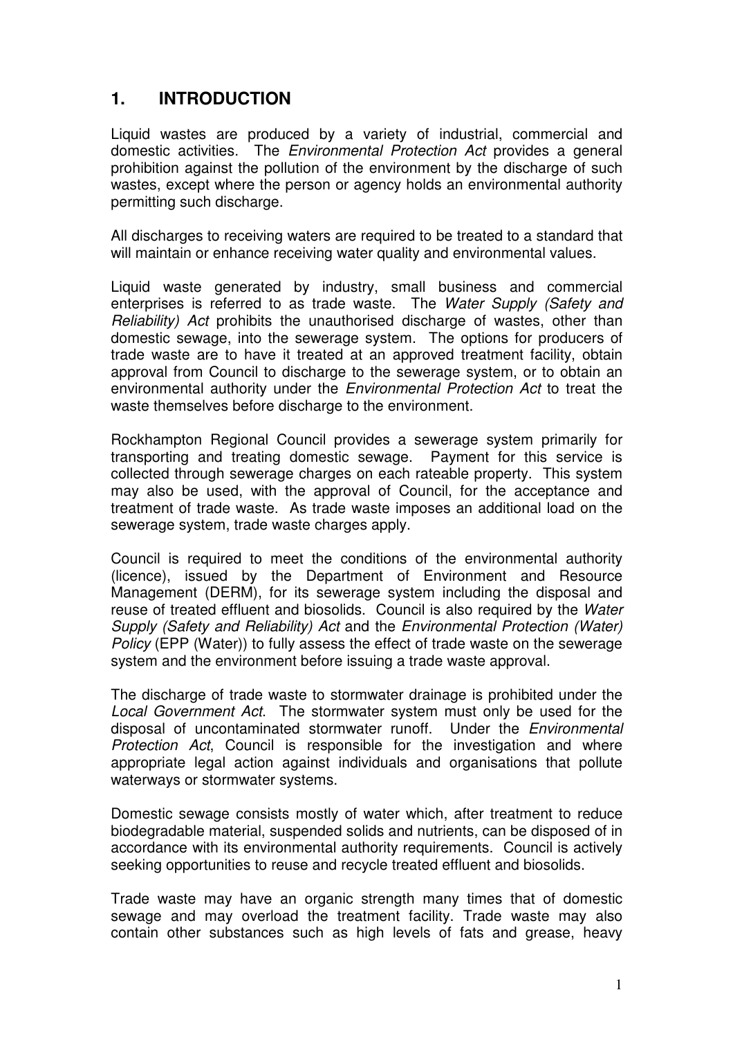# 1. INTRODUCTION

Liquid wastes are produced by a variety of industrial, commercial and domestic activities. The *Environmental Protection Act* provides a general prohibition against the pollution of the environment by the discharge of such wastes, except where the person or agency holds an environmental authority permitting such discharge.

All discharges to receiving waters are required to be treated to a standard that will maintain or enhance receiving water quality and environmental values.

Liquid waste generated by industry, small business and commercial enterprises is referred to as trade waste. The *Water Supply (Safety and Reliability) Act* prohibits the unauthorised discharge of wastes, other than domestic sewage, into the sewerage system. The options for producers of trade waste are to have it treated at an approved treatment facility, obtain approval from Council to discharge to the sewerage system, or to obtain an environmental authority under the *Environmental Protection Act* to treat the waste themselves before discharge to the environment.

Rockhampton Regional Council provides a sewerage system primarily for transporting and treating domestic sewage. Payment for this service is collected through sewerage charges on each rateable property. This system may also be used, with the approval of Council, for the acceptance and treatment of trade waste. As trade waste imposes an additional load on the sewerage system, trade waste charges apply.

Council is required to meet the conditions of the environmental authority (licence), issued by the Department of Environment and Resource Management (DERM), for its sewerage system including the disposal and reuse of treated effluent and biosolids. Council is also required by the *Water Supply (Safety and Reliability) Act* and the *Environmental Protection (Water) Policy* (EPP (Water)) to fully assess the effect of trade waste on the sewerage system and the environment before issuing a trade waste approval.

The discharge of trade waste to stormwater drainage is prohibited under the *Local Government Act*. The stormwater system must only be used for the disposal of uncontaminated stormwater runoff. Under the *Environmental Protection Act*, Council is responsible for the investigation and where appropriate legal action against individuals and organisations that pollute waterways or stormwater systems.

Domestic sewage consists mostly of water which, after treatment to reduce biodegradable material, suspended solids and nutrients, can be disposed of in accordance with its environmental authority requirements. Council is actively seeking opportunities to reuse and recycle treated effluent and biosolids.

Trade waste may have an organic strength many times that of domestic sewage and may overload the treatment facility. Trade waste may also contain other substances such as high levels of fats and grease, heavy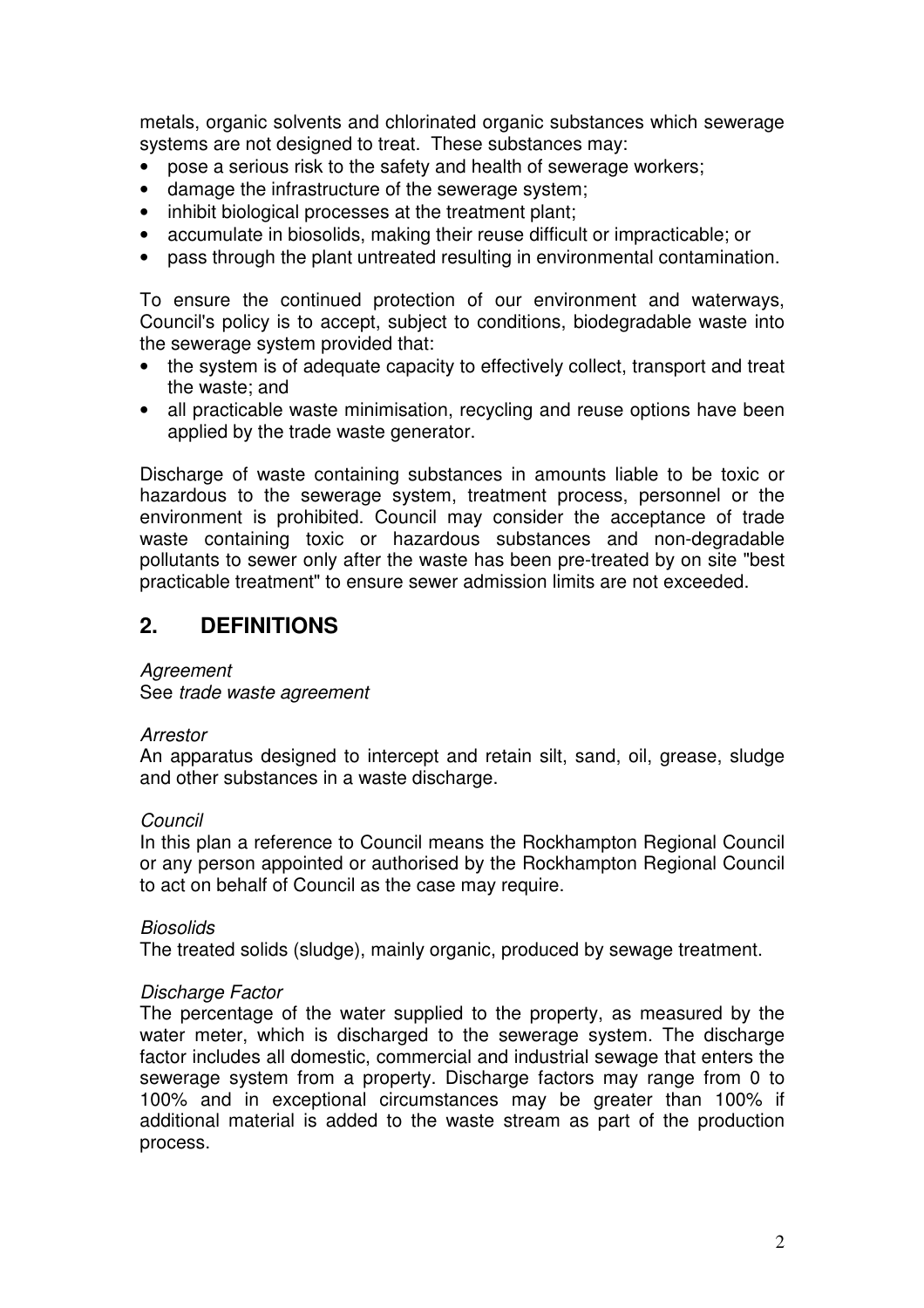metals, organic solvents and chlorinated organic substances which sewerage systems are not designed to treat. These substances may:

- pose a serious risk to the safety and health of sewerage workers;
- damage the infrastructure of the sewerage system;
- inhibit biological processes at the treatment plant;
- accumulate in biosolids, making their reuse difficult or impracticable; or
- pass through the plant untreated resulting in environmental contamination.

To ensure the continued protection of our environment and waterways, Council's policy is to accept, subject to conditions, biodegradable waste into the sewerage system provided that:

- the system is of adequate capacity to effectively collect, transport and treat the waste; and
- all practicable waste minimisation, recycling and reuse options have been applied by the trade waste generator.

Discharge of waste containing substances in amounts liable to be toxic or hazardous to the sewerage system, treatment process, personnel or the environment is prohibited. Council may consider the acceptance of trade waste containing toxic or hazardous substances and non-degradable pollutants to sewer only after the waste has been pre-treated by on site "best practicable treatment" to ensure sewer admission limits are not exceeded.

## 2. DEFINITIONS

*Agreement*
See *trade waste agreement*

*Arrestor*
An apparatus designed to intercept and retain silt, sand, oil, grease, sludge and other substances in a waste discharge.

*Council*
In this plan a reference to Council means the Rockhampton Regional Council or any person appointed or authorised by the Rockhampton Regional Council to act on behalf of Council as the case may require.

*Biosolids*
The treated solids (sludge), mainly organic, produced by sewage treatment.

*Discharge Factor*
The percentage of the water supplied to the property, as measured by the water meter, which is discharged to the sewerage system. The discharge factor includes all domestic, commercial and industrial sewage that enters the sewerage system from a property. Discharge factors may range from 0 to 100% and in exceptional circumstances may be greater than 100% if additional material is added to the waste stream as part of the production process.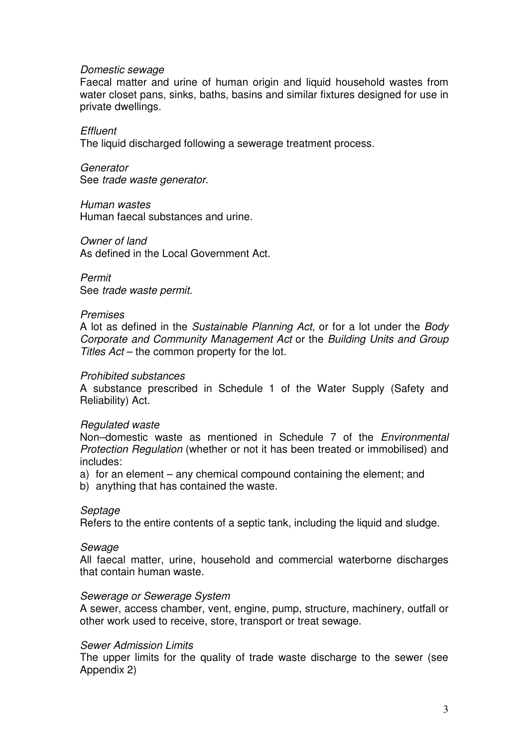*Domestic sewage*
Faecal matter and urine of human origin and liquid household wastes from water closet pans, sinks, baths, basins and similar fixtures designed for use in private dwellings.

*Effluent*
The liquid discharged following a sewerage treatment process.

*Generator*
See *trade waste generator.*

*Human wastes*
Human faecal substances and urine.

*Owner of land*
As defined in the Local Government Act.

*Permit*
See *trade waste permit.*

*Premises*
A lot as defined in the *Sustainable Planning Act*, or for a lot under the *Body Corporate and Community Management Act* or the *Building Units and Group Titles Act* – the common property for the lot.

*Prohibited substances*
A substance prescribed in Schedule 1 of the Water Supply (Safety and Reliability) Act.

*Regulated waste*
Non–domestic waste as mentioned in Schedule 7 of the *Environmental Protection Regulation* (whether or not it has been treated or immobilised) and includes:

a) for an element – any chemical compound containing the element; and
b) anything that has contained the waste.

*Septage*
Refers to the entire contents of a septic tank, including the liquid and sludge.

*Sewage*
All faecal matter, urine, household and commercial waterborne discharges that contain human waste.

*Sewerage or Sewerage System*
A sewer, access chamber, vent, engine, pump, structure, machinery, outfall or other work used to receive, store, transport or treat sewage.

*Sewer Admission Limits*
The upper limits for the quality of trade waste discharge to the sewer (see Appendix 2)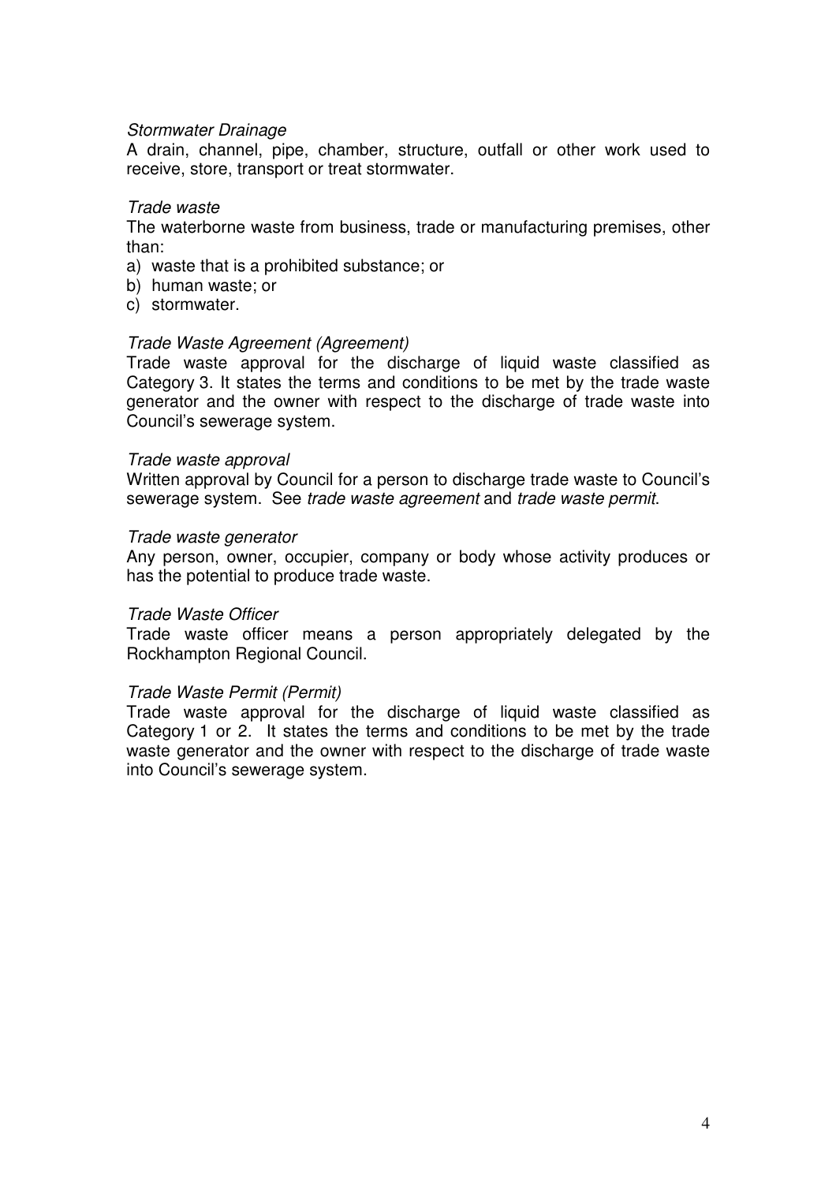*Stormwater Drainage*

A drain, channel, pipe, chamber, structure, outfall or other work used to receive, store, transport or treat stormwater.

*Trade waste*

The waterborne waste from business, trade or manufacturing premises, other than:

a) waste that is a prohibited substance; or
b) human waste; or
c) stormwater.

*Trade Waste Agreement (Agreement)*

Trade waste approval for the discharge of liquid waste classified as Category 3. It states the terms and conditions to be met by the trade waste generator and the owner with respect to the discharge of trade waste into Council's sewerage system.

*Trade waste approval*

Written approval by Council for a person to discharge trade waste to Council's sewerage system. See *trade waste agreement* and *trade waste permit*.

*Trade waste generator*

Any person, owner, occupier, company or body whose activity produces or has the potential to produce trade waste.

*Trade Waste Officer*

Trade waste officer means a person appropriately delegated by the Rockhampton Regional Council.

*Trade Waste Permit (Permit)*

Trade waste approval for the discharge of liquid waste classified as Category 1 or 2. It states the terms and conditions to be met by the trade waste generator and the owner with respect to the discharge of trade waste into Council's sewerage system.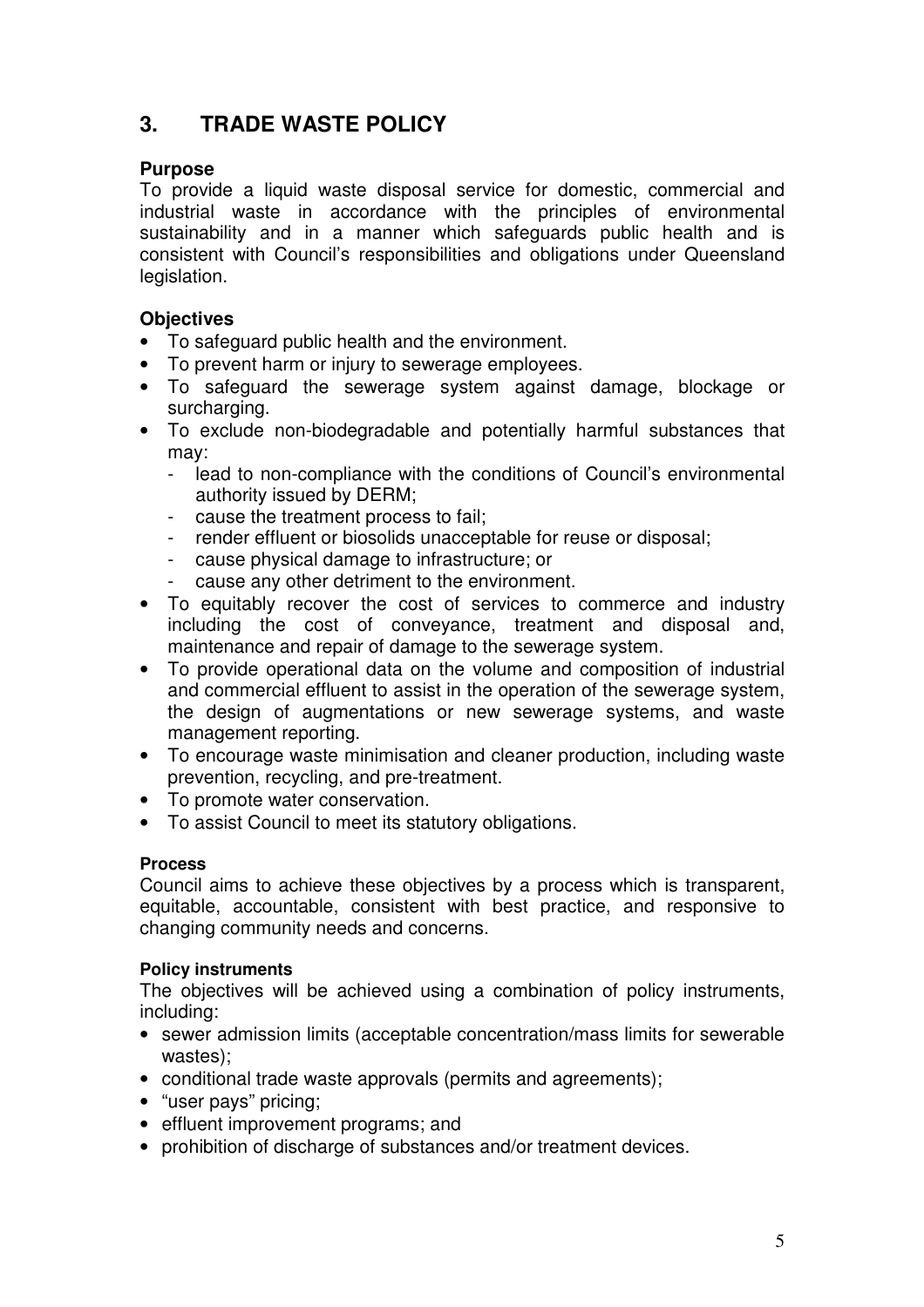## 3. TRADE WASTE POLICY

### Purpose

To provide a liquid waste disposal service for domestic, commercial and industrial waste in accordance with the principles of environmental sustainability and in a manner which safeguards public health and is consistent with Council's responsibilities and obligations under Queensland legislation.

### Objectives

- To safeguard public health and the environment.
- To prevent harm or injury to sewerage employees.
- To safeguard the sewerage system against damage, blockage or surcharging.
- To exclude non-biodegradable and potentially harmful substances that may:
  - lead to non-compliance with the conditions of Council's environmental authority issued by DERM;
  - cause the treatment process to fail;
  - render effluent or biosolids unacceptable for reuse or disposal;
  - cause physical damage to infrastructure; or
  - cause any other detriment to the environment.
- To equitably recover the cost of services to commerce and industry including the cost of conveyance, treatment and disposal and, maintenance and repair of damage to the sewerage system.
- To provide operational data on the volume and composition of industrial and commercial effluent to assist in the operation of the sewerage system, the design of augmentations or new sewerage systems, and waste management reporting.
- To encourage waste minimisation and cleaner production, including waste prevention, recycling, and pre-treatment.
- To promote water conservation.
- To assist Council to meet its statutory obligations.

#### Process

Council aims to achieve these objectives by a process which is transparent, equitable, accountable, consistent with best practice, and responsive to changing community needs and concerns.

#### Policy instruments

The objectives will be achieved using a combination of policy instruments, including:

- sewer admission limits (acceptable concentration/mass limits for sewerable wastes);
- conditional trade waste approvals (permits and agreements);
- "user pays" pricing;
- effluent improvement programs; and
- prohibition of discharge of substances and/or treatment devices.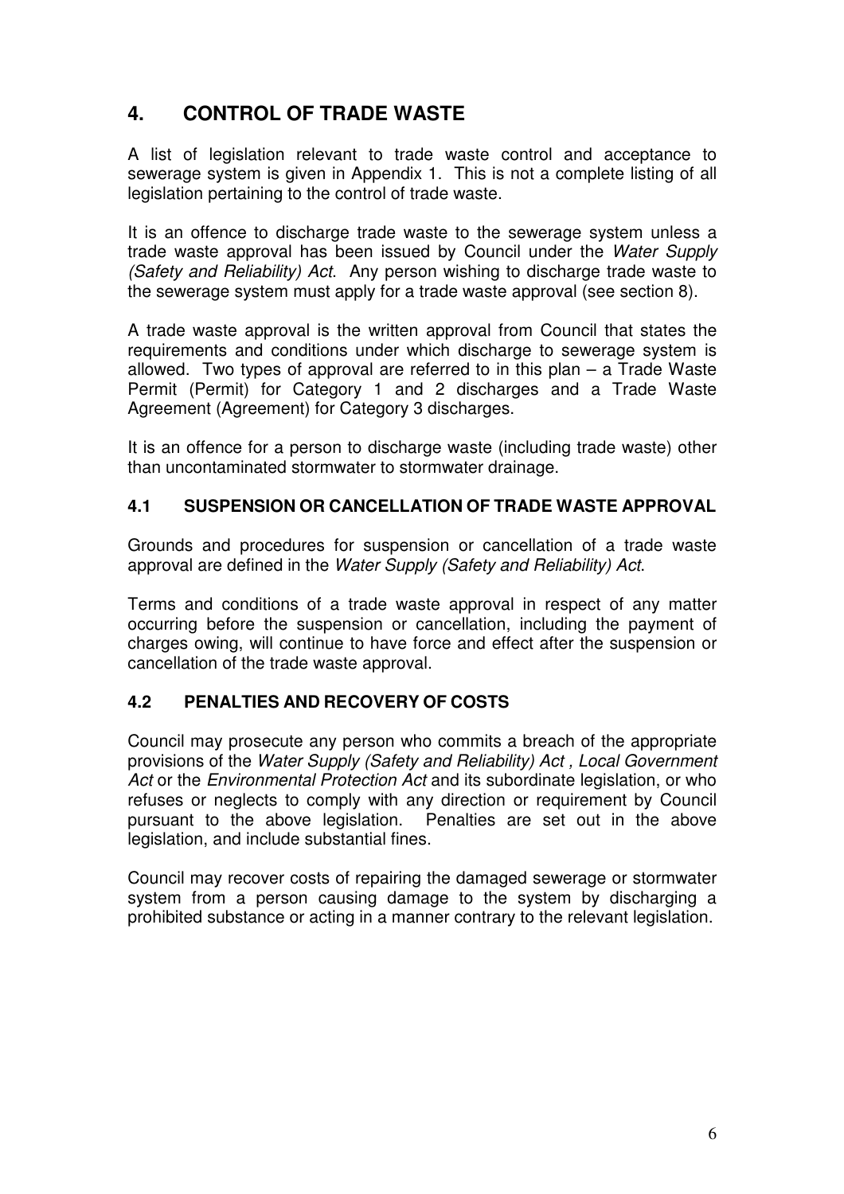# 4. CONTROL OF TRADE WASTE

A list of legislation relevant to trade waste control and acceptance to sewerage system is given in Appendix 1. This is not a complete listing of all legislation pertaining to the control of trade waste.

It is an offence to discharge trade waste to the sewerage system unless a trade waste approval has been issued by Council under the *Water Supply (Safety and Reliability) Act*. Any person wishing to discharge trade waste to the sewerage system must apply for a trade waste approval (see section 8).

A trade waste approval is the written approval from Council that states the requirements and conditions under which discharge to sewerage system is allowed. Two types of approval are referred to in this plan – a Trade Waste Permit (Permit) for Category 1 and 2 discharges and a Trade Waste Agreement (Agreement) for Category 3 discharges.

It is an offence for a person to discharge waste (including trade waste) other than uncontaminated stormwater to stormwater drainage.

## 4.1 SUSPENSION OR CANCELLATION OF TRADE WASTE APPROVAL

Grounds and procedures for suspension or cancellation of a trade waste approval are defined in the *Water Supply (Safety and Reliability) Act*.

Terms and conditions of a trade waste approval in respect of any matter occurring before the suspension or cancellation, including the payment of charges owing, will continue to have force and effect after the suspension or cancellation of the trade waste approval.

## 4.2 PENALTIES AND RECOVERY OF COSTS

Council may prosecute any person who commits a breach of the appropriate provisions of the *Water Supply (Safety and Reliability) Act , Local Government Act* or the *Environmental Protection Act* and its subordinate legislation, or who refuses or neglects to comply with any direction or requirement by Council pursuant to the above legislation. Penalties are set out in the above legislation, and include substantial fines.

Council may recover costs of repairing the damaged sewerage or stormwater system from a person causing damage to the system by discharging a prohibited substance or acting in a manner contrary to the relevant legislation.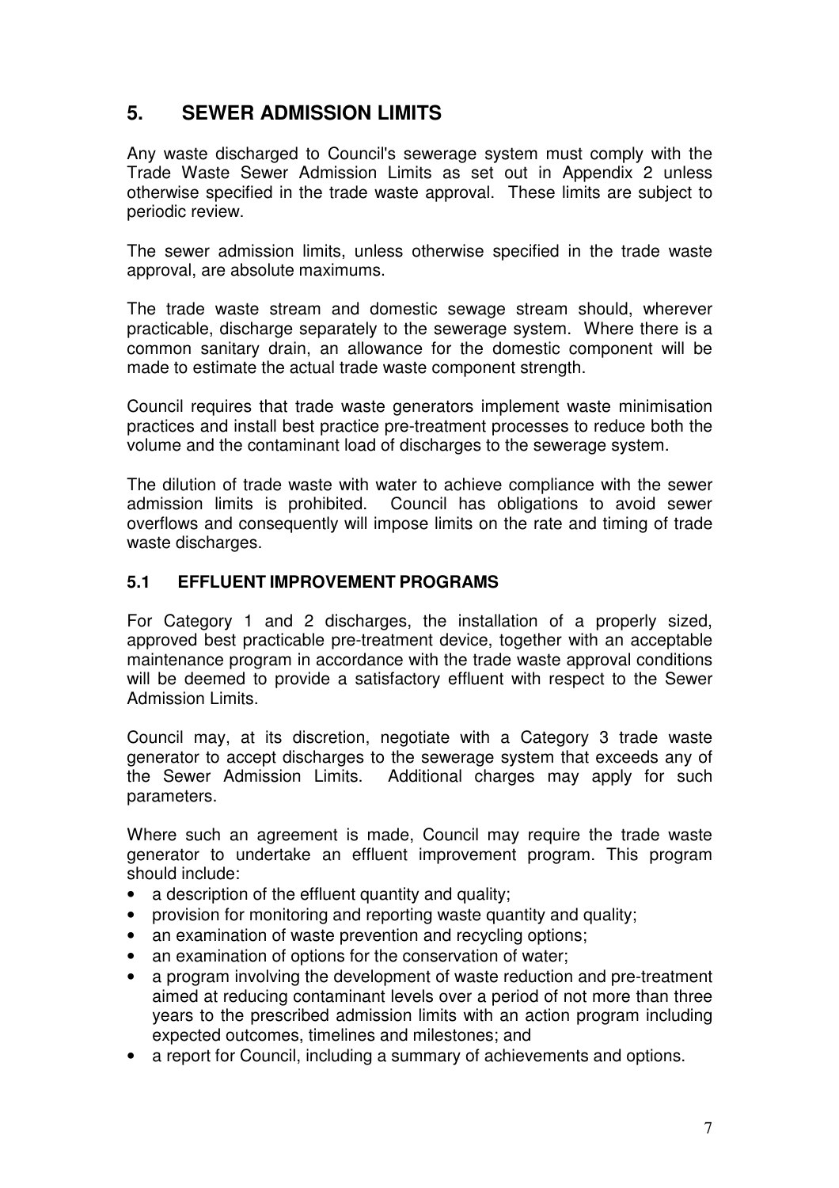## 5. SEWER ADMISSION LIMITS

Any waste discharged to Council's sewerage system must comply with the Trade Waste Sewer Admission Limits as set out in Appendix 2 unless otherwise specified in the trade waste approval. These limits are subject to periodic review.

The sewer admission limits, unless otherwise specified in the trade waste approval, are absolute maximums.

The trade waste stream and domestic sewage stream should, wherever practicable, discharge separately to the sewerage system. Where there is a common sanitary drain, an allowance for the domestic component will be made to estimate the actual trade waste component strength.

Council requires that trade waste generators implement waste minimisation practices and install best practice pre-treatment processes to reduce both the volume and the contaminant load of discharges to the sewerage system.

The dilution of trade waste with water to achieve compliance with the sewer admission limits is prohibited. Council has obligations to avoid sewer overflows and consequently will impose limits on the rate and timing of trade waste discharges.

### 5.1 EFFLUENT IMPROVEMENT PROGRAMS

For Category 1 and 2 discharges, the installation of a properly sized, approved best practicable pre-treatment device, together with an acceptable maintenance program in accordance with the trade waste approval conditions will be deemed to provide a satisfactory effluent with respect to the Sewer Admission Limits.

Council may, at its discretion, negotiate with a Category 3 trade waste generator to accept discharges to the sewerage system that exceeds any of the Sewer Admission Limits. Additional charges may apply for such parameters.

Where such an agreement is made, Council may require the trade waste generator to undertake an effluent improvement program. This program should include:

- a description of the effluent quantity and quality;
- provision for monitoring and reporting waste quantity and quality;
- an examination of waste prevention and recycling options;
- an examination of options for the conservation of water;
- a program involving the development of waste reduction and pre-treatment aimed at reducing contaminant levels over a period of not more than three years to the prescribed admission limits with an action program including expected outcomes, timelines and milestones; and
- a report for Council, including a summary of achievements and options.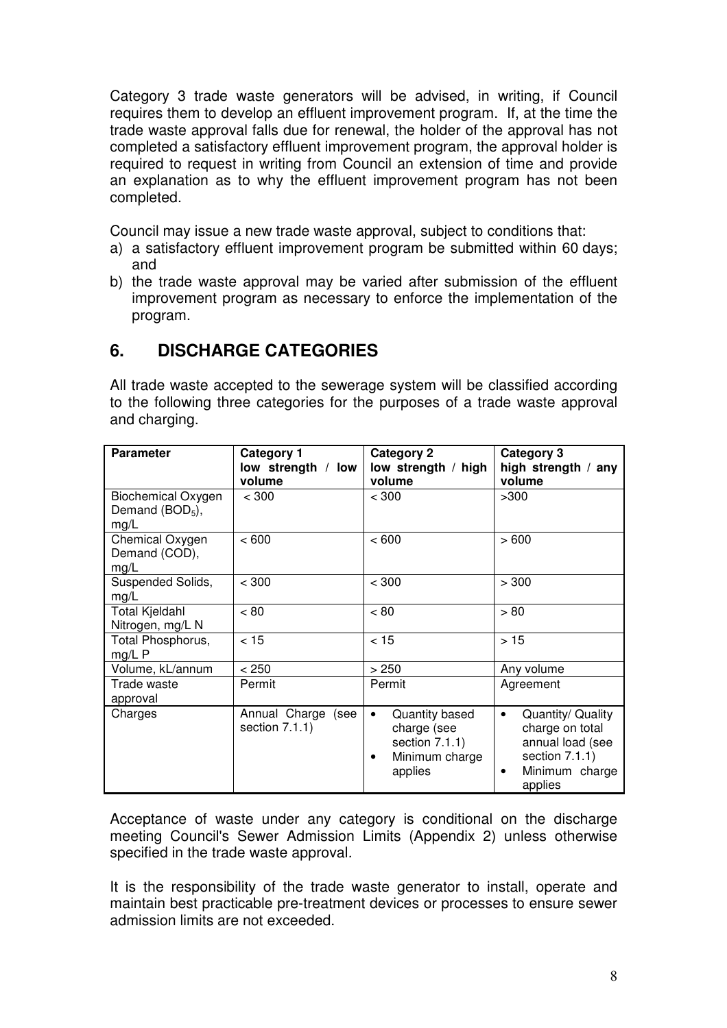Category 3 trade waste generators will be advised, in writing, if Council requires them to develop an effluent improvement program. If, at the time the trade waste approval falls due for renewal, the holder of the approval has not completed a satisfactory effluent improvement program, the approval holder is required to request in writing from Council an extension of time and provide an explanation as to why the effluent improvement program has not been completed.

Council may issue a new trade waste approval, subject to conditions that:

a) a satisfactory effluent improvement program be submitted within 60 days; and
b) the trade waste approval may be varied after submission of the effluent improvement program as necessary to enforce the implementation of the program.

## 6. DISCHARGE CATEGORIES

All trade waste accepted to the sewerage system will be classified according to the following three categories for the purposes of a trade waste approval and charging.

| Parameter | Category 1 low strength / low volume | Category 2 low strength / high volume | Category 3 high strength / any volume |
|---|---|---|---|
| Biochemical Oxygen Demand ($BOD_5$), mg/L | < 300 | < 300 | >300 |
| Chemical Oxygen Demand (COD), mg/L | < 600 | < 600 | > 600 |
| Suspended Solids, mg/L | < 300 | < 300 | > 300 |
| Total Kjeldahl Nitrogen, mg/L N | < 80 | < 80 | > 80 |
| Total Phosphorus, mg/L P | < 15 | < 15 | > 15 |
| Volume, kL/annum | < 250 | > 250 | Any volume |
| Trade waste approval | Permit | Permit | Agreement |
| Charges | Annual Charge (see section 7.1.1) | • Quantity based charge (see section 7.1.1) • Minimum charge applies | • Quantity/ Quality charge on total annual load (see section 7.1.1) • Minimum charge applies |

Acceptance of waste under any category is conditional on the discharge meeting Council's Sewer Admission Limits (Appendix 2) unless otherwise specified in the trade waste approval.

It is the responsibility of the trade waste generator to install, operate and maintain best practicable pre-treatment devices or processes to ensure sewer admission limits are not exceeded.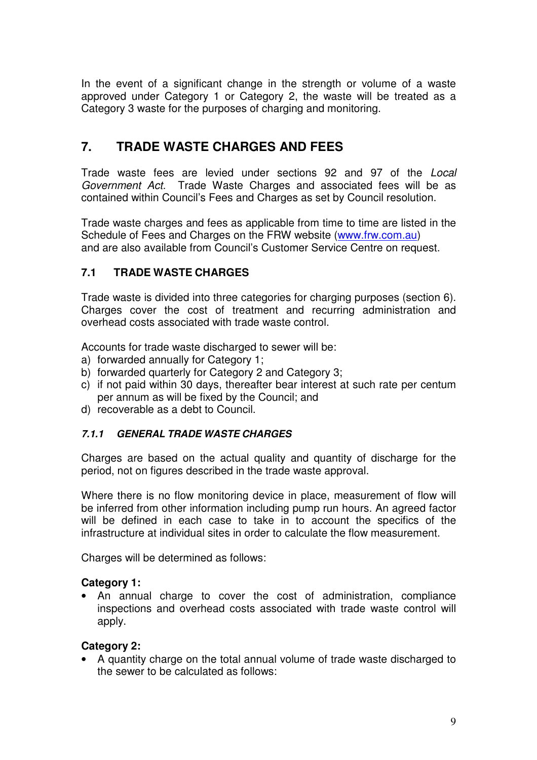In the event of a significant change in the strength or volume of a waste approved under Category 1 or Category 2, the waste will be treated as a Category 3 waste for the purposes of charging and monitoring.

# 7. TRADE WASTE CHARGES AND FEES

Trade waste fees are levied under sections 92 and 97 of the *Local Government Act.* Trade Waste Charges and associated fees will be as contained within Council's Fees and Charges as set by Council resolution.

Trade waste charges and fees as applicable from time to time are listed in the Schedule of Fees and Charges on the FRW website (www.frw.com.au) and are also available from Council's Customer Service Centre on request.

## 7.1 TRADE WASTE CHARGES

Trade waste is divided into three categories for charging purposes (section 6). Charges cover the cost of treatment and recurring administration and overhead costs associated with trade waste control.

Accounts for trade waste discharged to sewer will be:

a) forwarded annually for Category 1;
b) forwarded quarterly for Category 2 and Category 3;
c) if not paid within 30 days, thereafter bear interest at such rate per centum per annum as will be fixed by the Council; and
d) recoverable as a debt to Council.

### *7.1.1 GENERAL TRADE WASTE CHARGES*

Charges are based on the actual quality and quantity of discharge for the period, not on figures described in the trade waste approval.

Where there is no flow monitoring device in place, measurement of flow will be inferred from other information including pump run hours. An agreed factor will be defined in each case to take in to account the specifics of the infrastructure at individual sites in order to calculate the flow measurement.

Charges will be determined as follows:

**Category 1:**

- An annual charge to cover the cost of administration, compliance inspections and overhead costs associated with trade waste control will apply.

**Category 2:**

- A quantity charge on the total annual volume of trade waste discharged to the sewer to be calculated as follows: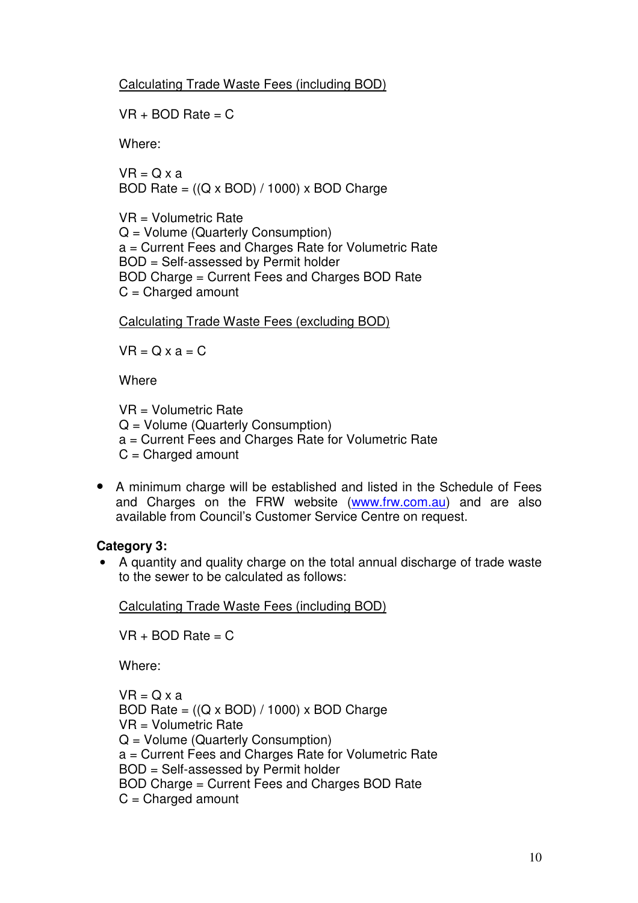<u>Calculating Trade Waste Fees (including BOD)</u>

VR + BOD Rate = C

Where:

VR = Q x a
BOD Rate = ((Q x BOD) / 1000) x BOD Charge

VR = Volumetric Rate
Q = Volume (Quarterly Consumption)
a = Current Fees and Charges Rate for Volumetric Rate
BOD = Self-assessed by Permit holder
BOD Charge = Current Fees and Charges BOD Rate
C = Charged amount

<u>Calculating Trade Waste Fees (excluding BOD)</u>

VR = Q x a = C

Where

VR = Volumetric Rate
Q = Volume (Quarterly Consumption)
a = Current Fees and Charges Rate for Volumetric Rate
C = Charged amount

- A minimum charge will be established and listed in the Schedule of Fees and Charges on the FRW website ([www.frw.com.au](http://www.frw.com.au)) and are also available from Council's Customer Service Centre on request.

**Category 3:**

- A quantity and quality charge on the total annual discharge of trade waste to the sewer to be calculated as follows:

<u>Calculating Trade Waste Fees (including BOD)</u>

VR + BOD Rate = C

Where:

VR = Q x a
BOD Rate = ((Q x BOD) / 1000) x BOD Charge
VR = Volumetric Rate
Q = Volume (Quarterly Consumption)
a = Current Fees and Charges Rate for Volumetric Rate
BOD = Self-assessed by Permit holder
BOD Charge = Current Fees and Charges BOD Rate
C = Charged amount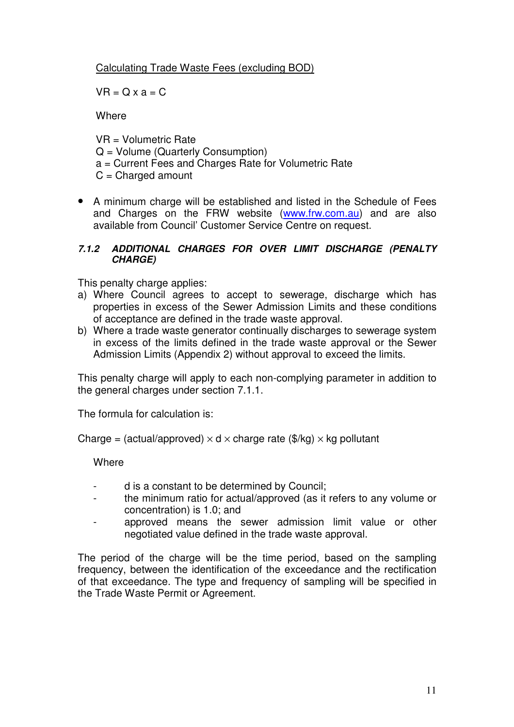Calculating Trade Waste Fees (excluding BOD)

$VR = Q \times a = C$

Where

$VR$ = Volumetric Rate
$Q$ = Volume (Quarterly Consumption)
$a$ = Current Fees and Charges Rate for Volumetric Rate
$C$ = Charged amount

- A minimum charge will be established and listed in the Schedule of Fees and Charges on the FRW website (www.frw.com.au) and are also available from Council' Customer Service Centre on request.

#### *7.1.2 ADDITIONAL CHARGES FOR OVER LIMIT DISCHARGE (PENALTY CHARGE)*

This penalty charge applies:

a) Where Council agrees to accept to sewerage, discharge which has properties in excess of the Sewer Admission Limits and these conditions of acceptance are defined in the trade waste approval.
b) Where a trade waste generator continually discharges to sewerage system in excess of the limits defined in the trade waste approval or the Sewer Admission Limits (Appendix 2) without approval to exceed the limits.

This penalty charge will apply to each non-complying parameter in addition to the general charges under section 7.1.1.

The formula for calculation is:

$$\text{Charge} = (\text{actual}/\text{approved}) \times d \times \text{charge rate (\$/kg)} \times \text{kg pollutant}$$

Where

- $d$ is a constant to be determined by Council;
- the minimum ratio for actual/approved (as it refers to any volume or concentration) is 1.0; and
- approved means the sewer admission limit value or other negotiated value defined in the trade waste approval.

The period of the charge will be the time period, based on the sampling frequency, between the identification of the exceedance and the rectification of that exceedance. The type and frequency of sampling will be specified in the Trade Waste Permit or Agreement.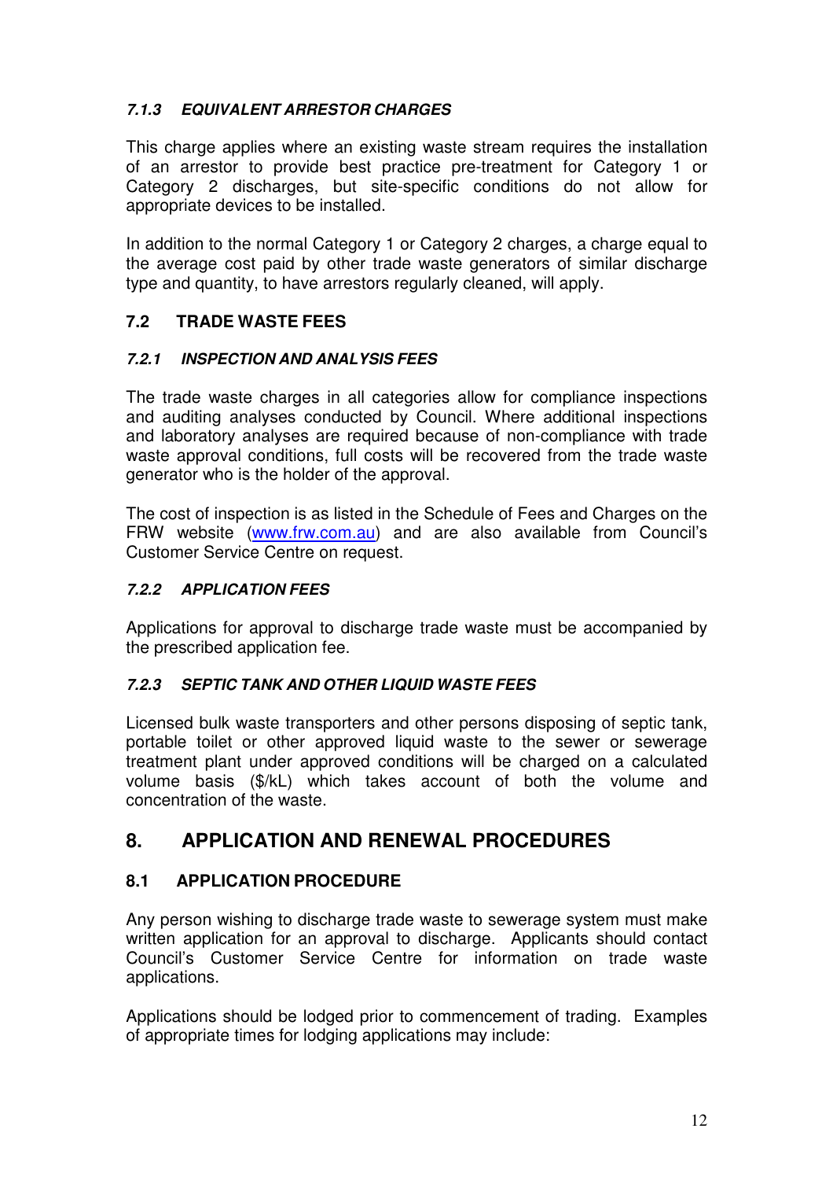### *7.1.3 EQUIVALENT ARRESTOR CHARGES*

This charge applies where an existing waste stream requires the installation of an arrestor to provide best practice pre-treatment for Category 1 or Category 2 discharges, but site-specific conditions do not allow for appropriate devices to be installed.

In addition to the normal Category 1 or Category 2 charges, a charge equal to the average cost paid by other trade waste generators of similar discharge type and quantity, to have arrestors regularly cleaned, will apply.

## 7.2 TRADE WASTE FEES

### *7.2.1 INSPECTION AND ANALYSIS FEES*

The trade waste charges in all categories allow for compliance inspections and auditing analyses conducted by Council. Where additional inspections and laboratory analyses are required because of non-compliance with trade waste approval conditions, full costs will be recovered from the trade waste generator who is the holder of the approval.

The cost of inspection is as listed in the Schedule of Fees and Charges on the FRW website ([www.frw.com.au](www.frw.com.au)) and are also available from Council's Customer Service Centre on request.

### *7.2.2 APPLICATION FEES*

Applications for approval to discharge trade waste must be accompanied by the prescribed application fee.

### *7.2.3 SEPTIC TANK AND OTHER LIQUID WASTE FEES*

Licensed bulk waste transporters and other persons disposing of septic tank, portable toilet or other approved liquid waste to the sewer or sewerage treatment plant under approved conditions will be charged on a calculated volume basis ($/kL) which takes account of both the volume and concentration of the waste.

# 8. APPLICATION AND RENEWAL PROCEDURES

## 8.1 APPLICATION PROCEDURE

Any person wishing to discharge trade waste to sewerage system must make written application for an approval to discharge. Applicants should contact Council's Customer Service Centre for information on trade waste applications.

Applications should be lodged prior to commencement of trading. Examples of appropriate times for lodging applications may include: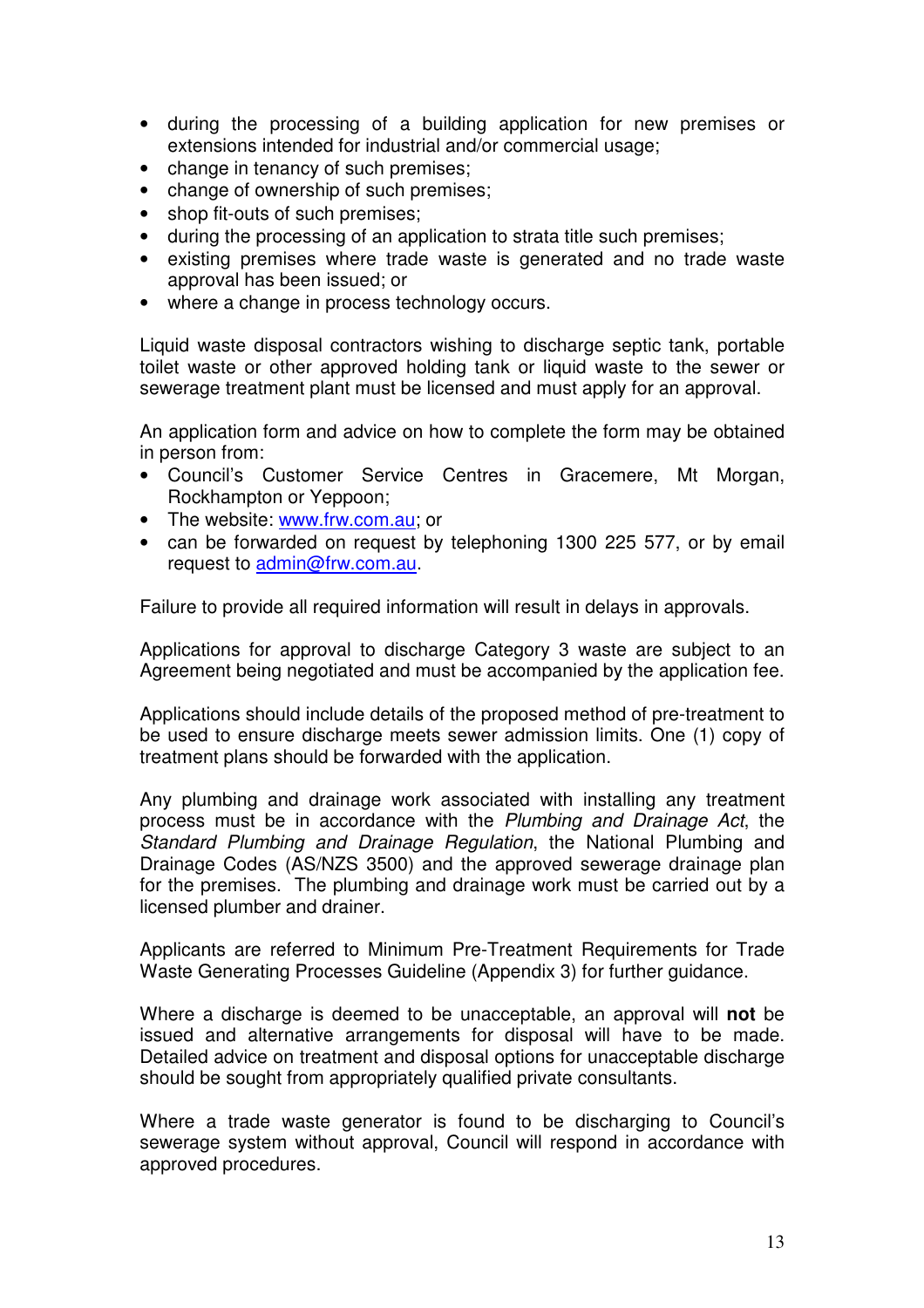- during the processing of a building application for new premises or extensions intended for industrial and/or commercial usage;
- change in tenancy of such premises;
- change of ownership of such premises;
- shop fit-outs of such premises;
- during the processing of an application to strata title such premises;
- existing premises where trade waste is generated and no trade waste approval has been issued; or
- where a change in process technology occurs.

Liquid waste disposal contractors wishing to discharge septic tank, portable toilet waste or other approved holding tank or liquid waste to the sewer or sewerage treatment plant must be licensed and must apply for an approval.

An application form and advice on how to complete the form may be obtained in person from:

- Council's Customer Service Centres in Gracemere, Mt Morgan, Rockhampton or Yeppoon;
- The website: [www.frw.com.au](http://www.frw.com.au); or
- can be forwarded on request by telephoning 1300 225 577, or by email request to [admin@frw.com.au](mailto:admin@frw.com.au).

Failure to provide all required information will result in delays in approvals.

Applications for approval to discharge Category 3 waste are subject to an Agreement being negotiated and must be accompanied by the application fee.

Applications should include details of the proposed method of pre-treatment to be used to ensure discharge meets sewer admission limits. One (1) copy of treatment plans should be forwarded with the application.

Any plumbing and drainage work associated with installing any treatment process must be in accordance with the *Plumbing and Drainage Act*, the *Standard Plumbing and Drainage Regulation*, the National Plumbing and Drainage Codes (AS/NZS 3500) and the approved sewerage drainage plan for the premises. The plumbing and drainage work must be carried out by a licensed plumber and drainer.

Applicants are referred to Minimum Pre-Treatment Requirements for Trade Waste Generating Processes Guideline (Appendix 3) for further guidance.

Where a discharge is deemed to be unacceptable, an approval will **not** be issued and alternative arrangements for disposal will have to be made. Detailed advice on treatment and disposal options for unacceptable discharge should be sought from appropriately qualified private consultants.

Where a trade waste generator is found to be discharging to Council's sewerage system without approval, Council will respond in accordance with approved procedures.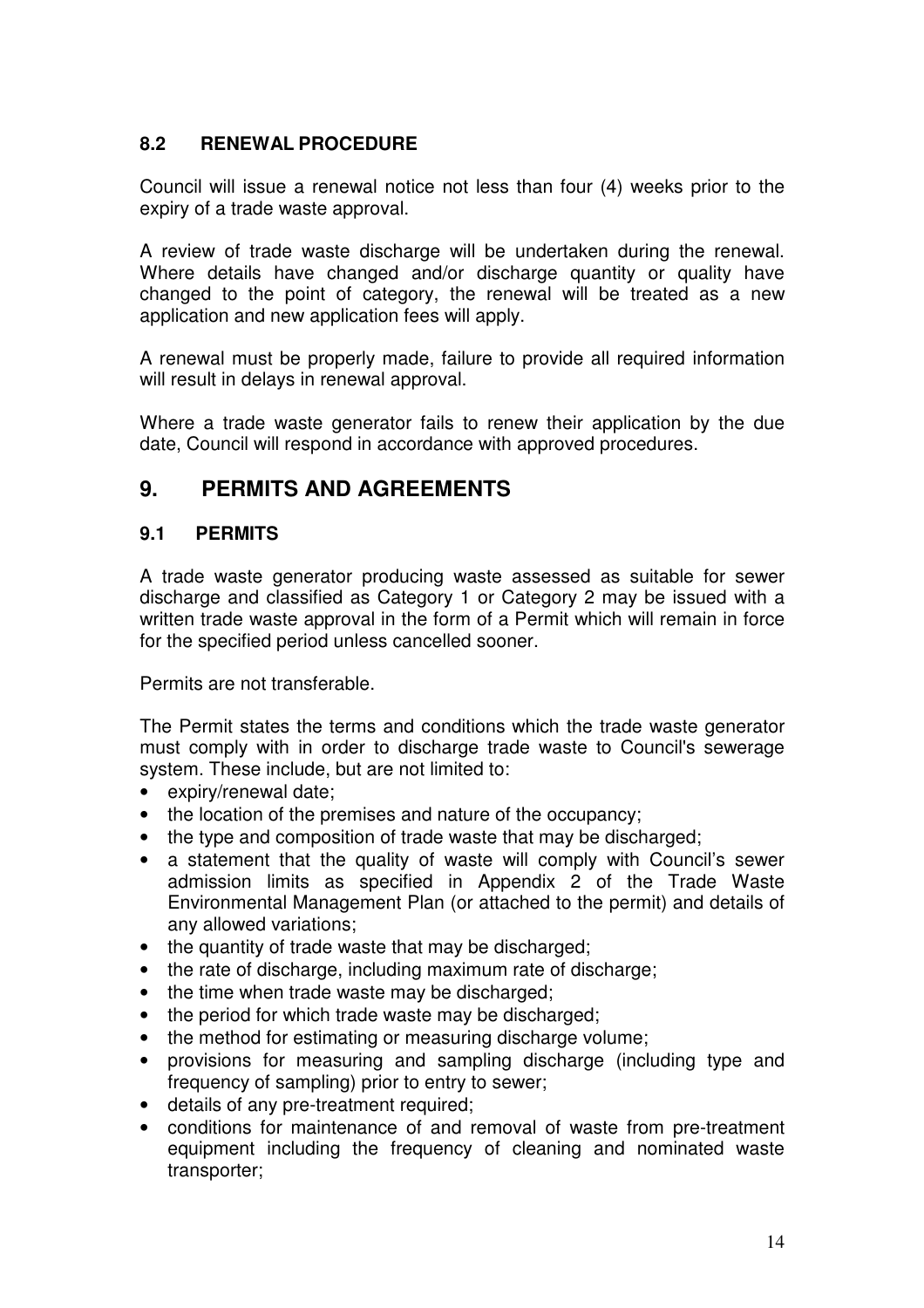### 8.2 RENEWAL PROCEDURE

Council will issue a renewal notice not less than four (4) weeks prior to the expiry of a trade waste approval.

A review of trade waste discharge will be undertaken during the renewal. Where details have changed and/or discharge quantity or quality have changed to the point of category, the renewal will be treated as a new application and new application fees will apply.

A renewal must be properly made, failure to provide all required information will result in delays in renewal approval.

Where a trade waste generator fails to renew their application by the due date, Council will respond in accordance with approved procedures.

## 9. PERMITS AND AGREEMENTS

### 9.1 PERMITS

A trade waste generator producing waste assessed as suitable for sewer discharge and classified as Category 1 or Category 2 may be issued with a written trade waste approval in the form of a Permit which will remain in force for the specified period unless cancelled sooner.

Permits are not transferable.

The Permit states the terms and conditions which the trade waste generator must comply with in order to discharge trade waste to Council's sewerage system. These include, but are not limited to:

- expiry/renewal date;
- the location of the premises and nature of the occupancy;
- the type and composition of trade waste that may be discharged;
- a statement that the quality of waste will comply with Council's sewer admission limits as specified in Appendix 2 of the Trade Waste Environmental Management Plan (or attached to the permit) and details of any allowed variations;
- the quantity of trade waste that may be discharged;
- the rate of discharge, including maximum rate of discharge;
- the time when trade waste may be discharged;
- the period for which trade waste may be discharged;
- the method for estimating or measuring discharge volume;
- provisions for measuring and sampling discharge (including type and frequency of sampling) prior to entry to sewer;
- details of any pre-treatment required;
- conditions for maintenance of and removal of waste from pre-treatment equipment including the frequency of cleaning and nominated waste transporter;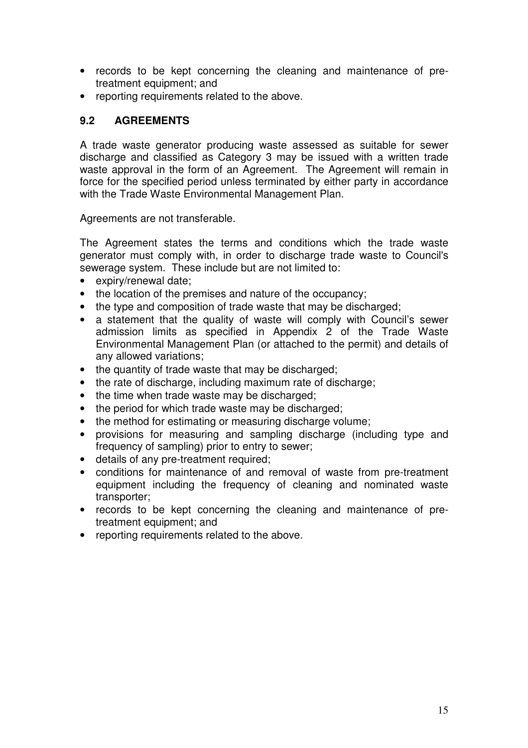- records to be kept concerning the cleaning and maintenance of pre-treatment equipment; and
- reporting requirements related to the above.

## 9.2 AGREEMENTS

A trade waste generator producing waste assessed as suitable for sewer discharge and classified as Category 3 may be issued with a written trade waste approval in the form of an Agreement. The Agreement will remain in force for the specified period unless terminated by either party in accordance with the Trade Waste Environmental Management Plan.

Agreements are not transferable.

The Agreement states the terms and conditions which the trade waste generator must comply with, in order to discharge trade waste to Council's sewerage system. These include but are not limited to:

- expiry/renewal date;
- the location of the premises and nature of the occupancy;
- the type and composition of trade waste that may be discharged;
- a statement that the quality of waste will comply with Council's sewer admission limits as specified in Appendix 2 of the Trade Waste Environmental Management Plan (or attached to the permit) and details of any allowed variations;
- the quantity of trade waste that may be discharged;
- the rate of discharge, including maximum rate of discharge;
- the time when trade waste may be discharged;
- the period for which trade waste may be discharged;
- the method for estimating or measuring discharge volume;
- provisions for measuring and sampling discharge (including type and frequency of sampling) prior to entry to sewer;
- details of any pre-treatment required;
- conditions for maintenance of and removal of waste from pre-treatment equipment including the frequency of cleaning and nominated waste transporter;
- records to be kept concerning the cleaning and maintenance of pre-treatment equipment; and
- reporting requirements related to the above.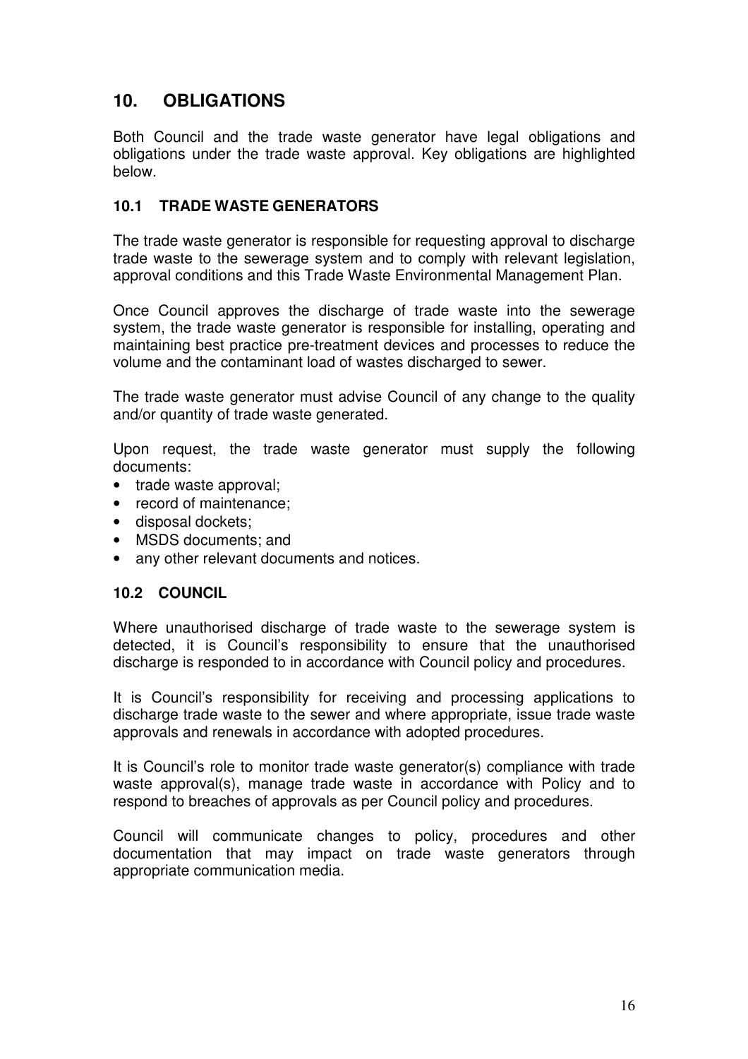## 10. OBLIGATIONS

Both Council and the trade waste generator have legal obligations and obligations under the trade waste approval. Key obligations are highlighted below.

### 10.1 TRADE WASTE GENERATORS

The trade waste generator is responsible for requesting approval to discharge trade waste to the sewerage system and to comply with relevant legislation, approval conditions and this Trade Waste Environmental Management Plan.

Once Council approves the discharge of trade waste into the sewerage system, the trade waste generator is responsible for installing, operating and maintaining best practice pre-treatment devices and processes to reduce the volume and the contaminant load of wastes discharged to sewer.

The trade waste generator must advise Council of any change to the quality and/or quantity of trade waste generated.

Upon request, the trade waste generator must supply the following documents:

- trade waste approval;
- record of maintenance;
- disposal dockets;
- MSDS documents; and
- any other relevant documents and notices.

### 10.2 COUNCIL

Where unauthorised discharge of trade waste to the sewerage system is detected, it is Council's responsibility to ensure that the unauthorised discharge is responded to in accordance with Council policy and procedures.

It is Council's responsibility for receiving and processing applications to discharge trade waste to the sewer and where appropriate, issue trade waste approvals and renewals in accordance with adopted procedures.

It is Council's role to monitor trade waste generator(s) compliance with trade waste approval(s), manage trade waste in accordance with Policy and to respond to breaches of approvals as per Council policy and procedures.

Council will communicate changes to policy, procedures and other documentation that may impact on trade waste generators through appropriate communication media.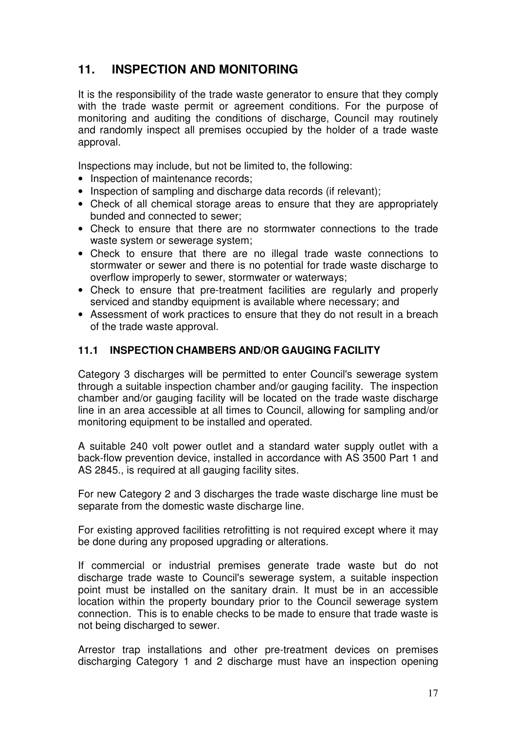## 11. INSPECTION AND MONITORING

It is the responsibility of the trade waste generator to ensure that they comply with the trade waste permit or agreement conditions. For the purpose of monitoring and auditing the conditions of discharge, Council may routinely and randomly inspect all premises occupied by the holder of a trade waste approval.

Inspections may include, but not be limited to, the following:

- Inspection of maintenance records;
- Inspection of sampling and discharge data records (if relevant);
- Check of all chemical storage areas to ensure that they are appropriately bunded and connected to sewer;
- Check to ensure that there are no stormwater connections to the trade waste system or sewerage system;
- Check to ensure that there are no illegal trade waste connections to stormwater or sewer and there is no potential for trade waste discharge to overflow improperly to sewer, stormwater or waterways;
- Check to ensure that pre-treatment facilities are regularly and properly serviced and standby equipment is available where necessary; and
- Assessment of work practices to ensure that they do not result in a breach of the trade waste approval.

### 11.1 INSPECTION CHAMBERS AND/OR GAUGING FACILITY

Category 3 discharges will be permitted to enter Council's sewerage system through a suitable inspection chamber and/or gauging facility. The inspection chamber and/or gauging facility will be located on the trade waste discharge line in an area accessible at all times to Council, allowing for sampling and/or monitoring equipment to be installed and operated.

A suitable 240 volt power outlet and a standard water supply outlet with a back-flow prevention device, installed in accordance with AS 3500 Part 1 and AS 2845., is required at all gauging facility sites.

For new Category 2 and 3 discharges the trade waste discharge line must be separate from the domestic waste discharge line.

For existing approved facilities retrofitting is not required except where it may be done during any proposed upgrading or alterations.

If commercial or industrial premises generate trade waste but do not discharge trade waste to Council's sewerage system, a suitable inspection point must be installed on the sanitary drain. It must be in an accessible location within the property boundary prior to the Council sewerage system connection. This is to enable checks to be made to ensure that trade waste is not being discharged to sewer.

Arrestor trap installations and other pre-treatment devices on premises discharging Category 1 and 2 discharge must have an inspection opening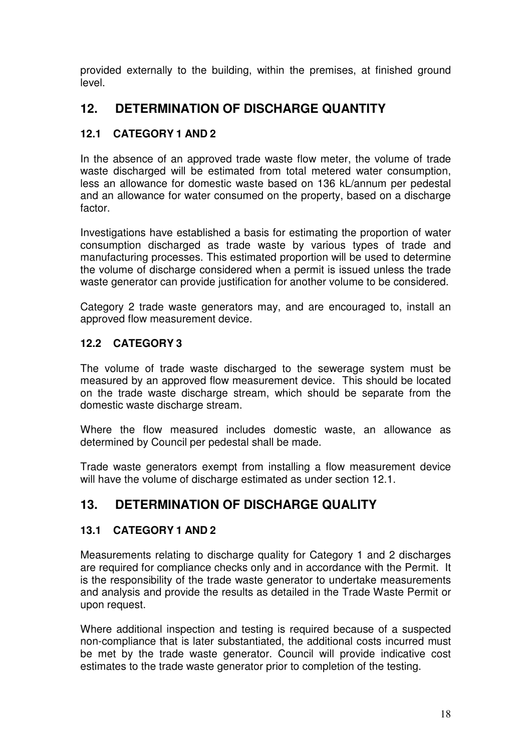provided externally to the building, within the premises, at finished ground level.

## 12. DETERMINATION OF DISCHARGE QUANTITY

### 12.1 CATEGORY 1 AND 2

In the absence of an approved trade waste flow meter, the volume of trade waste discharged will be estimated from total metered water consumption, less an allowance for domestic waste based on 136 kL/annum per pedestal and an allowance for water consumed on the property, based on a discharge factor.

Investigations have established a basis for estimating the proportion of water consumption discharged as trade waste by various types of trade and manufacturing processes. This estimated proportion will be used to determine the volume of discharge considered when a permit is issued unless the trade waste generator can provide justification for another volume to be considered.

Category 2 trade waste generators may, and are encouraged to, install an approved flow measurement device.

### 12.2 CATEGORY 3

The volume of trade waste discharged to the sewerage system must be measured by an approved flow measurement device. This should be located on the trade waste discharge stream, which should be separate from the domestic waste discharge stream.

Where the flow measured includes domestic waste, an allowance as determined by Council per pedestal shall be made.

Trade waste generators exempt from installing a flow measurement device will have the volume of discharge estimated as under section 12.1.

## 13. DETERMINATION OF DISCHARGE QUALITY

### 13.1 CATEGORY 1 AND 2

Measurements relating to discharge quality for Category 1 and 2 discharges are required for compliance checks only and in accordance with the Permit. It is the responsibility of the trade waste generator to undertake measurements and analysis and provide the results as detailed in the Trade Waste Permit or upon request.

Where additional inspection and testing is required because of a suspected non-compliance that is later substantiated, the additional costs incurred must be met by the trade waste generator. Council will provide indicative cost estimates to the trade waste generator prior to completion of the testing.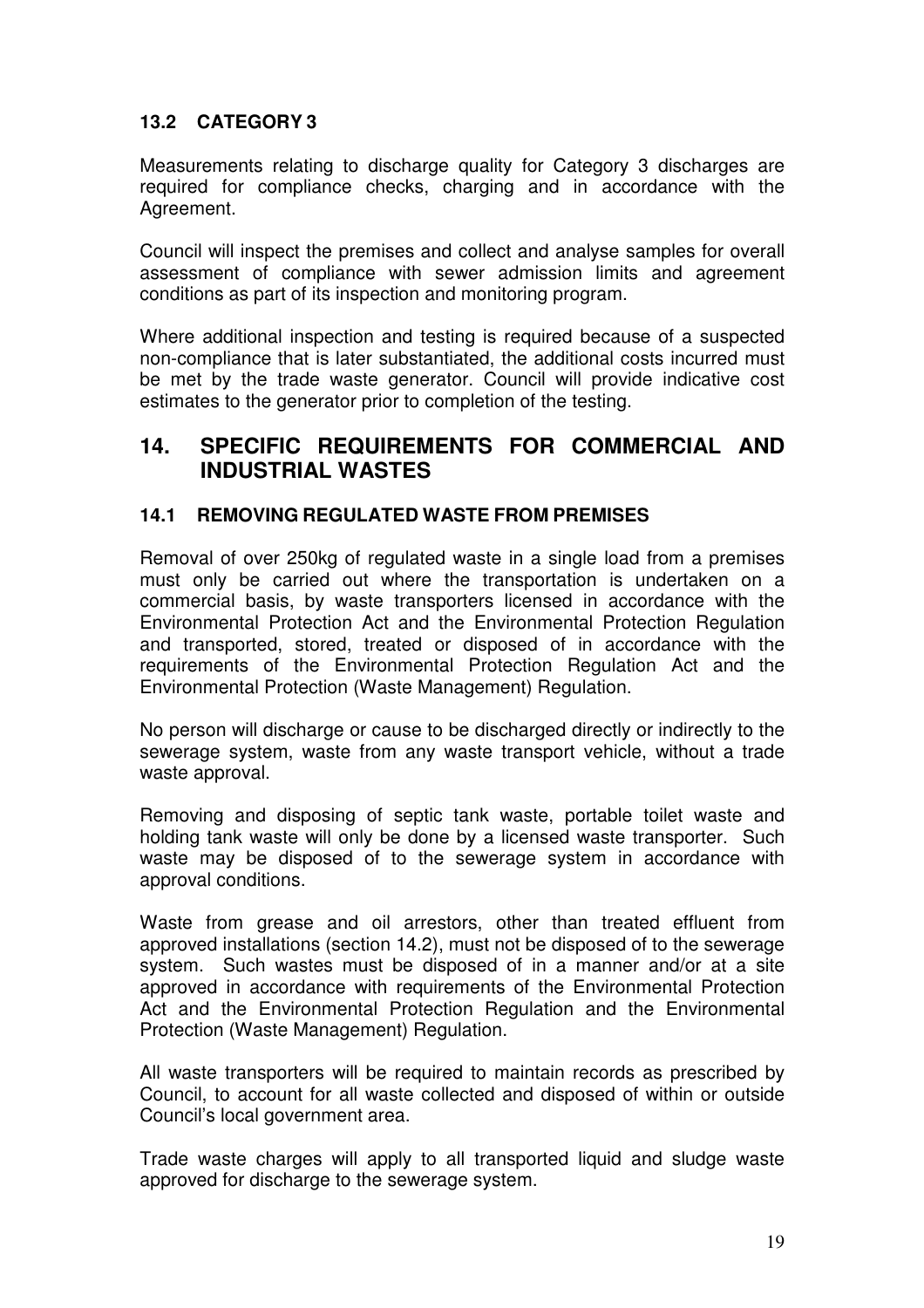### 13.2 CATEGORY 3

Measurements relating to discharge quality for Category 3 discharges are required for compliance checks, charging and in accordance with the Agreement.

Council will inspect the premises and collect and analyse samples for overall assessment of compliance with sewer admission limits and agreement conditions as part of its inspection and monitoring program.

Where additional inspection and testing is required because of a suspected non-compliance that is later substantiated, the additional costs incurred must be met by the trade waste generator. Council will provide indicative cost estimates to the generator prior to completion of the testing.

## 14. SPECIFIC REQUIREMENTS FOR COMMERCIAL AND INDUSTRIAL WASTES

### 14.1 REMOVING REGULATED WASTE FROM PREMISES

Removal of over 250kg of regulated waste in a single load from a premises must only be carried out where the transportation is undertaken on a commercial basis, by waste transporters licensed in accordance with the Environmental Protection Act and the Environmental Protection Regulation and transported, stored, treated or disposed of in accordance with the requirements of the Environmental Protection Regulation Act and the Environmental Protection (Waste Management) Regulation.

No person will discharge or cause to be discharged directly or indirectly to the sewerage system, waste from any waste transport vehicle, without a trade waste approval.

Removing and disposing of septic tank waste, portable toilet waste and holding tank waste will only be done by a licensed waste transporter. Such waste may be disposed of to the sewerage system in accordance with approval conditions.

Waste from grease and oil arrestors, other than treated effluent from approved installations (section 14.2), must not be disposed of to the sewerage system. Such wastes must be disposed of in a manner and/or at a site approved in accordance with requirements of the Environmental Protection Act and the Environmental Protection Regulation and the Environmental Protection (Waste Management) Regulation.

All waste transporters will be required to maintain records as prescribed by Council, to account for all waste collected and disposed of within or outside Council's local government area.

Trade waste charges will apply to all transported liquid and sludge waste approved for discharge to the sewerage system.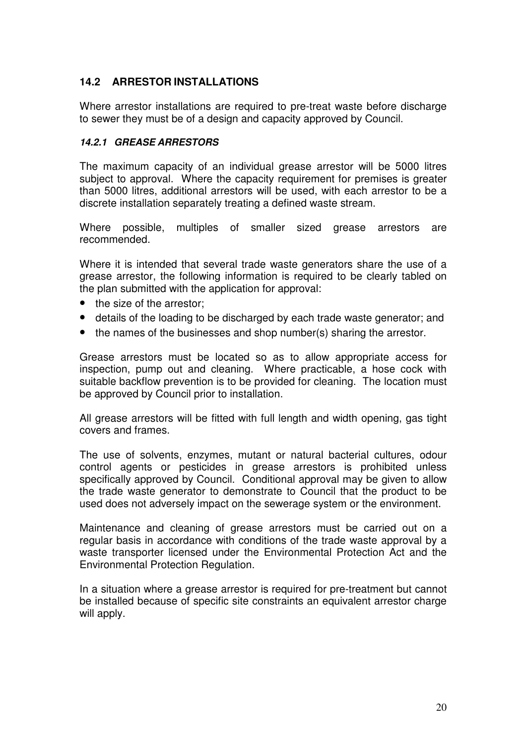## 14.2 ARRESTOR INSTALLATIONS

Where arrestor installations are required to pre-treat waste before discharge to sewer they must be of a design and capacity approved by Council.

### *14.2.1 GREASE ARRESTORS*

The maximum capacity of an individual grease arrestor will be 5000 litres subject to approval. Where the capacity requirement for premises is greater than 5000 litres, additional arrestors will be used, with each arrestor to be a discrete installation separately treating a defined waste stream.

Where possible, multiples of smaller sized grease arrestors are recommended.

Where it is intended that several trade waste generators share the use of a grease arrestor, the following information is required to be clearly tabled on the plan submitted with the application for approval:

- the size of the arrestor;
- details of the loading to be discharged by each trade waste generator; and
- the names of the businesses and shop number(s) sharing the arrestor.

Grease arrestors must be located so as to allow appropriate access for inspection, pump out and cleaning. Where practicable, a hose cock with suitable backflow prevention is to be provided for cleaning. The location must be approved by Council prior to installation.

All grease arrestors will be fitted with full length and width opening, gas tight covers and frames.

The use of solvents, enzymes, mutant or natural bacterial cultures, odour control agents or pesticides in grease arrestors is prohibited unless specifically approved by Council. Conditional approval may be given to allow the trade waste generator to demonstrate to Council that the product to be used does not adversely impact on the sewerage system or the environment.

Maintenance and cleaning of grease arrestors must be carried out on a regular basis in accordance with conditions of the trade waste approval by a waste transporter licensed under the Environmental Protection Act and the Environmental Protection Regulation.

In a situation where a grease arrestor is required for pre-treatment but cannot be installed because of specific site constraints an equivalent arrestor charge will apply.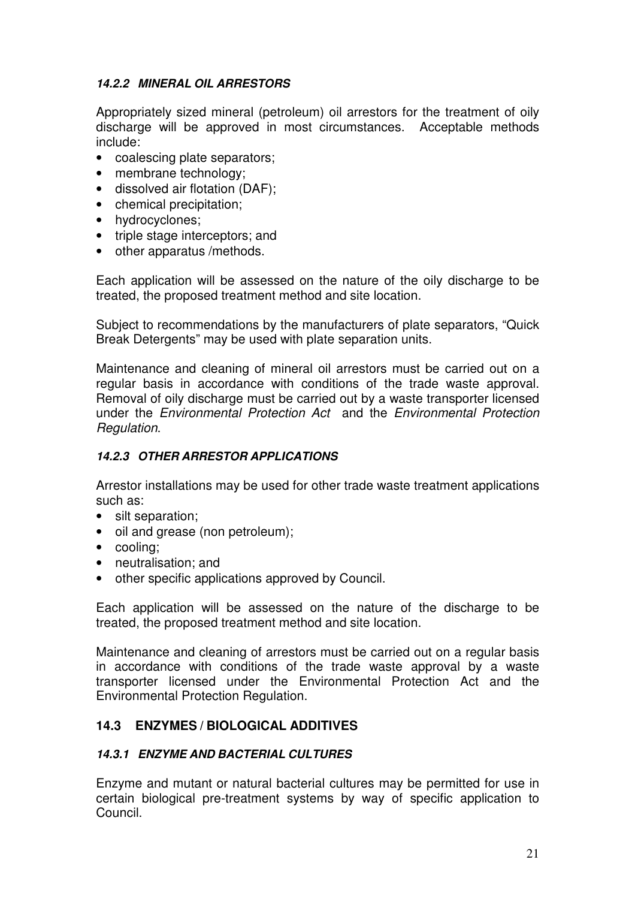#### *14.2.2 MINERAL OIL ARRESTORS*

Appropriately sized mineral (petroleum) oil arrestors for the treatment of oily discharge will be approved in most circumstances. Acceptable methods include:

- coalescing plate separators;
- membrane technology;
- dissolved air flotation (DAF);
- chemical precipitation;
- hydrocyclones;
- triple stage interceptors; and
- other apparatus /methods.

Each application will be assessed on the nature of the oily discharge to be treated, the proposed treatment method and site location.

Subject to recommendations by the manufacturers of plate separators, "Quick Break Detergents" may be used with plate separation units.

Maintenance and cleaning of mineral oil arrestors must be carried out on a regular basis in accordance with conditions of the trade waste approval. Removal of oily discharge must be carried out by a waste transporter licensed under the *Environmental Protection Act* and the *Environmental Protection Regulation*.

#### *14.2.3 OTHER ARRESTOR APPLICATIONS*

Arrestor installations may be used for other trade waste treatment applications such as:

- silt separation;
- oil and grease (non petroleum);
- cooling;
- neutralisation; and
- other specific applications approved by Council.

Each application will be assessed on the nature of the discharge to be treated, the proposed treatment method and site location.

Maintenance and cleaning of arrestors must be carried out on a regular basis in accordance with conditions of the trade waste approval by a waste transporter licensed under the Environmental Protection Act and the Environmental Protection Regulation.

### 14.3 ENZYMES / BIOLOGICAL ADDITIVES

#### *14.3.1 ENZYME AND BACTERIAL CULTURES*

Enzyme and mutant or natural bacterial cultures may be permitted for use in certain biological pre-treatment systems by way of specific application to Council.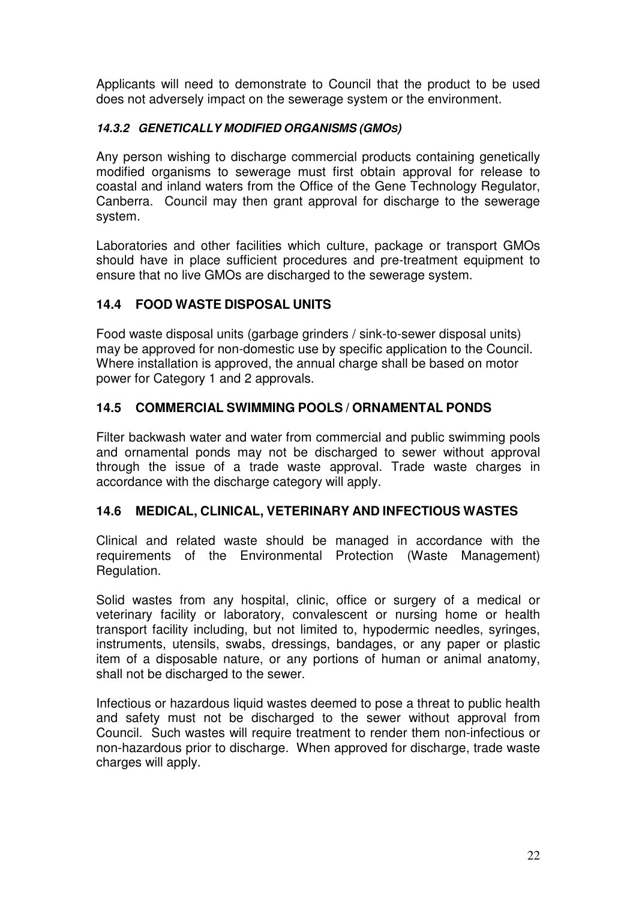Applicants will need to demonstrate to Council that the product to be used does not adversely impact on the sewerage system or the environment.

#### *14.3.2 GENETICALLY MODIFIED ORGANISMS (GMOS)*

Any person wishing to discharge commercial products containing genetically modified organisms to sewerage must first obtain approval for release to coastal and inland waters from the Office of the Gene Technology Regulator, Canberra. Council may then grant approval for discharge to the sewerage system.

Laboratories and other facilities which culture, package or transport GMOs should have in place sufficient procedures and pre-treatment equipment to ensure that no live GMOs are discharged to the sewerage system.

## 14.4 FOOD WASTE DISPOSAL UNITS

Food waste disposal units (garbage grinders / sink-to-sewer disposal units) may be approved for non-domestic use by specific application to the Council. Where installation is approved, the annual charge shall be based on motor power for Category 1 and 2 approvals.

## 14.5 COMMERCIAL SWIMMING POOLS / ORNAMENTAL PONDS

Filter backwash water and water from commercial and public swimming pools and ornamental ponds may not be discharged to sewer without approval through the issue of a trade waste approval. Trade waste charges in accordance with the discharge category will apply.

## 14.6 MEDICAL, CLINICAL, VETERINARY AND INFECTIOUS WASTES

Clinical and related waste should be managed in accordance with the requirements of the Environmental Protection (Waste Management) Regulation.

Solid wastes from any hospital, clinic, office or surgery of a medical or veterinary facility or laboratory, convalescent or nursing home or health transport facility including, but not limited to, hypodermic needles, syringes, instruments, utensils, swabs, dressings, bandages, or any paper or plastic item of a disposable nature, or any portions of human or animal anatomy, shall not be discharged to the sewer.

Infectious or hazardous liquid wastes deemed to pose a threat to public health and safety must not be discharged to the sewer without approval from Council. Such wastes will require treatment to render them non-infectious or non-hazardous prior to discharge. When approved for discharge, trade waste charges will apply.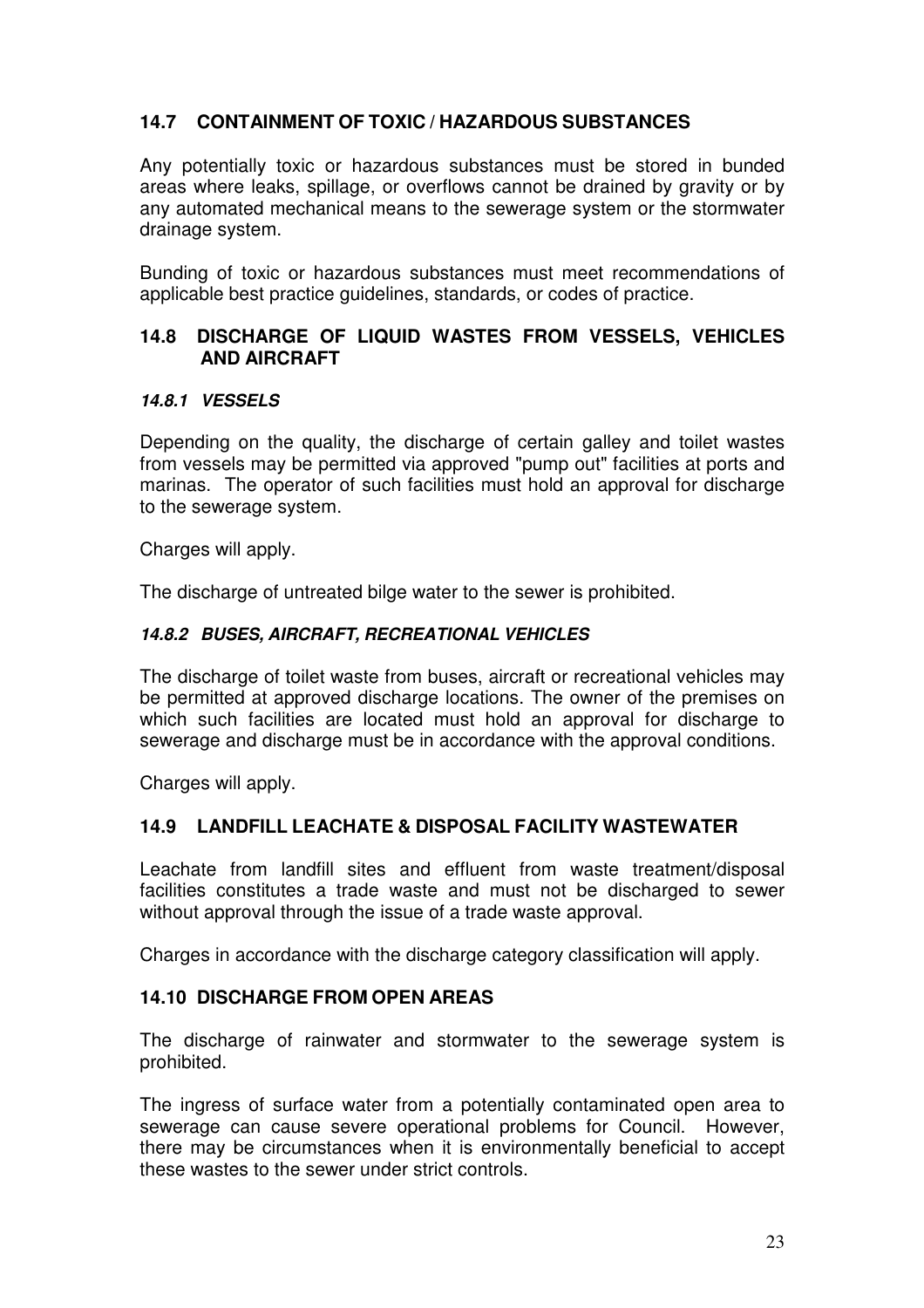## 14.7 CONTAINMENT OF TOXIC / HAZARDOUS SUBSTANCES

Any potentially toxic or hazardous substances must be stored in bunded areas where leaks, spillage, or overflows cannot be drained by gravity or by any automated mechanical means to the sewerage system or the stormwater drainage system.

Bunding of toxic or hazardous substances must meet recommendations of applicable best practice guidelines, standards, or codes of practice.

## 14.8 DISCHARGE OF LIQUID WASTES FROM VESSELS, VEHICLES AND AIRCRAFT

### *14.8.1 VESSELS*

Depending on the quality, the discharge of certain galley and toilet wastes from vessels may be permitted via approved "pump out" facilities at ports and marinas. The operator of such facilities must hold an approval for discharge to the sewerage system.

Charges will apply.

The discharge of untreated bilge water to the sewer is prohibited.

### *14.8.2 BUSES, AIRCRAFT, RECREATIONAL VEHICLES*

The discharge of toilet waste from buses, aircraft or recreational vehicles may be permitted at approved discharge locations. The owner of the premises on which such facilities are located must hold an approval for discharge to sewerage and discharge must be in accordance with the approval conditions.

Charges will apply.

## 14.9 LANDFILL LEACHATE & DISPOSAL FACILITY WASTEWATER

Leachate from landfill sites and effluent from waste treatment/disposal facilities constitutes a trade waste and must not be discharged to sewer without approval through the issue of a trade waste approval.

Charges in accordance with the discharge category classification will apply.

## 14.10 DISCHARGE FROM OPEN AREAS

The discharge of rainwater and stormwater to the sewerage system is prohibited.

The ingress of surface water from a potentially contaminated open area to sewerage can cause severe operational problems for Council. However, there may be circumstances when it is environmentally beneficial to accept these wastes to the sewer under strict controls.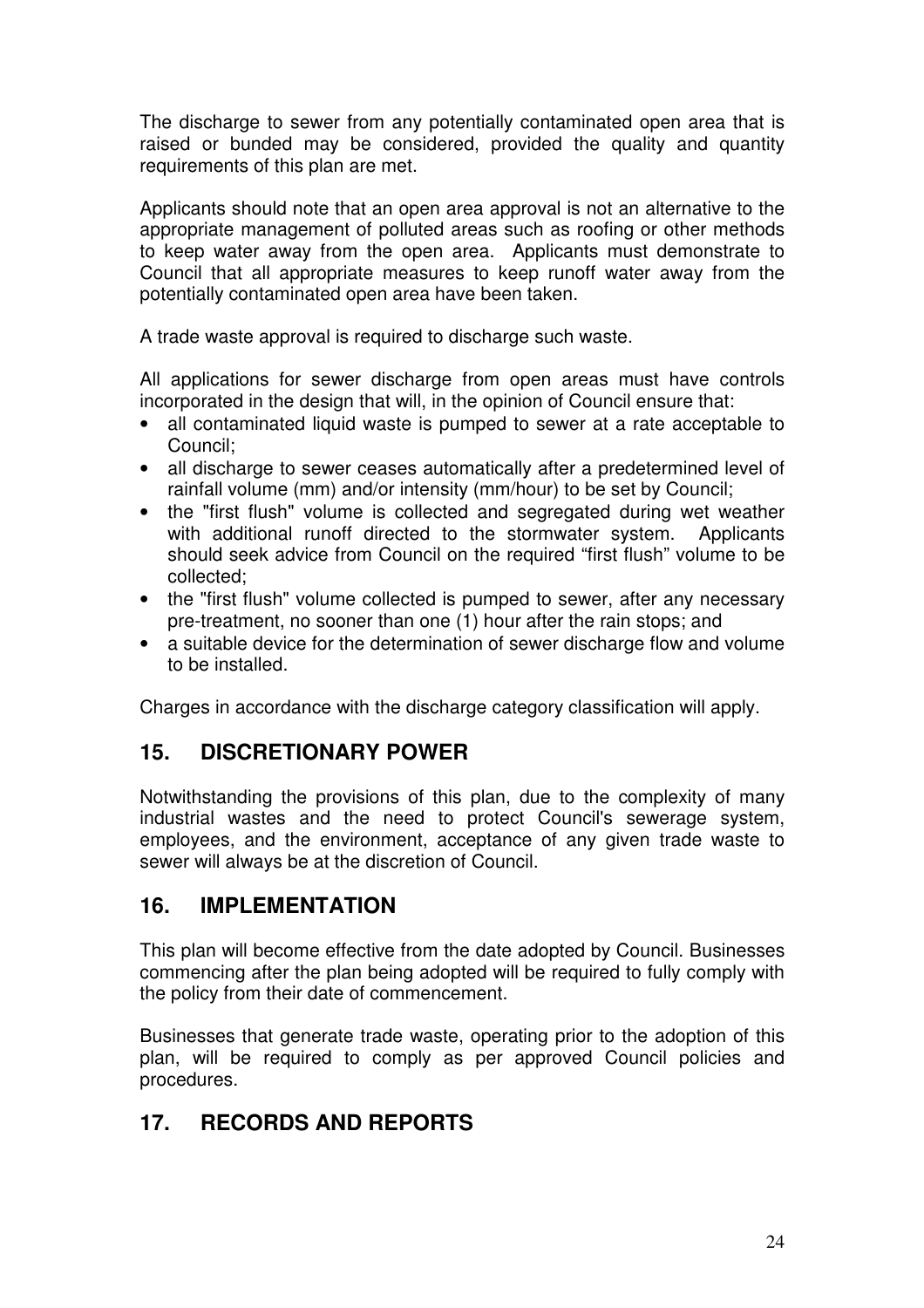The discharge to sewer from any potentially contaminated open area that is raised or bunded may be considered, provided the quality and quantity requirements of this plan are met.

Applicants should note that an open area approval is not an alternative to the appropriate management of polluted areas such as roofing or other methods to keep water away from the open area. Applicants must demonstrate to Council that all appropriate measures to keep runoff water away from the potentially contaminated open area have been taken.

A trade waste approval is required to discharge such waste.

All applications for sewer discharge from open areas must have controls incorporated in the design that will, in the opinion of Council ensure that:

- all contaminated liquid waste is pumped to sewer at a rate acceptable to Council;
- all discharge to sewer ceases automatically after a predetermined level of rainfall volume (mm) and/or intensity (mm/hour) to be set by Council;
- the "first flush" volume is collected and segregated during wet weather with additional runoff directed to the stormwater system. Applicants should seek advice from Council on the required "first flush" volume to be collected;
- the "first flush" volume collected is pumped to sewer, after any necessary pre-treatment, no sooner than one (1) hour after the rain stops; and
- a suitable device for the determination of sewer discharge flow and volume to be installed.

Charges in accordance with the discharge category classification will apply.

## 15. DISCRETIONARY POWER

Notwithstanding the provisions of this plan, due to the complexity of many industrial wastes and the need to protect Council's sewerage system, employees, and the environment, acceptance of any given trade waste to sewer will always be at the discretion of Council.

## 16. IMPLEMENTATION

This plan will become effective from the date adopted by Council. Businesses commencing after the plan being adopted will be required to fully comply with the policy from their date of commencement.

Businesses that generate trade waste, operating prior to the adoption of this plan, will be required to comply as per approved Council policies and procedures.

## 17. RECORDS AND REPORTS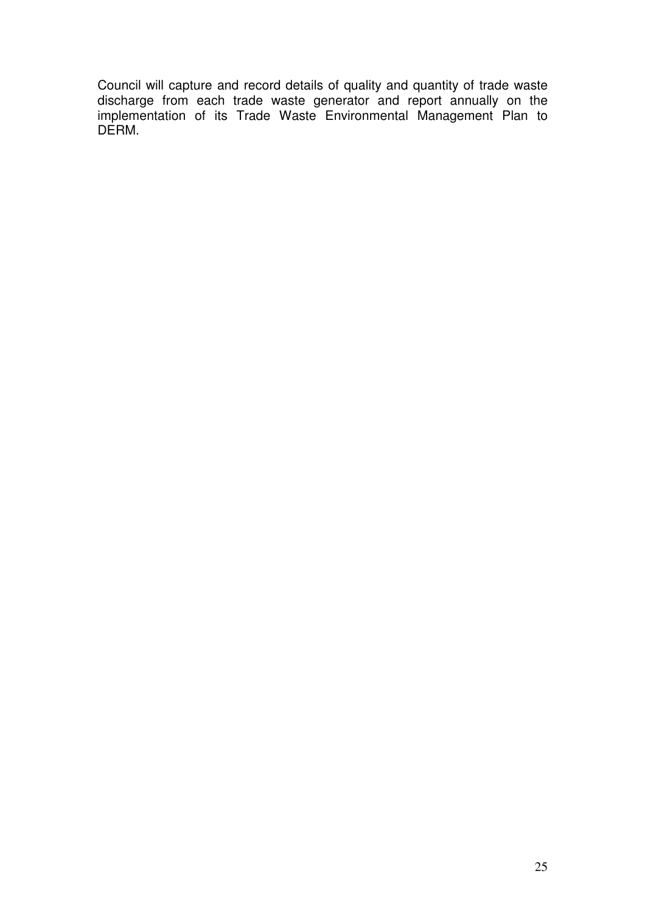Council will capture and record details of quality and quantity of trade waste discharge from each trade waste generator and report annually on the implementation of its Trade Waste Environmental Management Plan to DERM.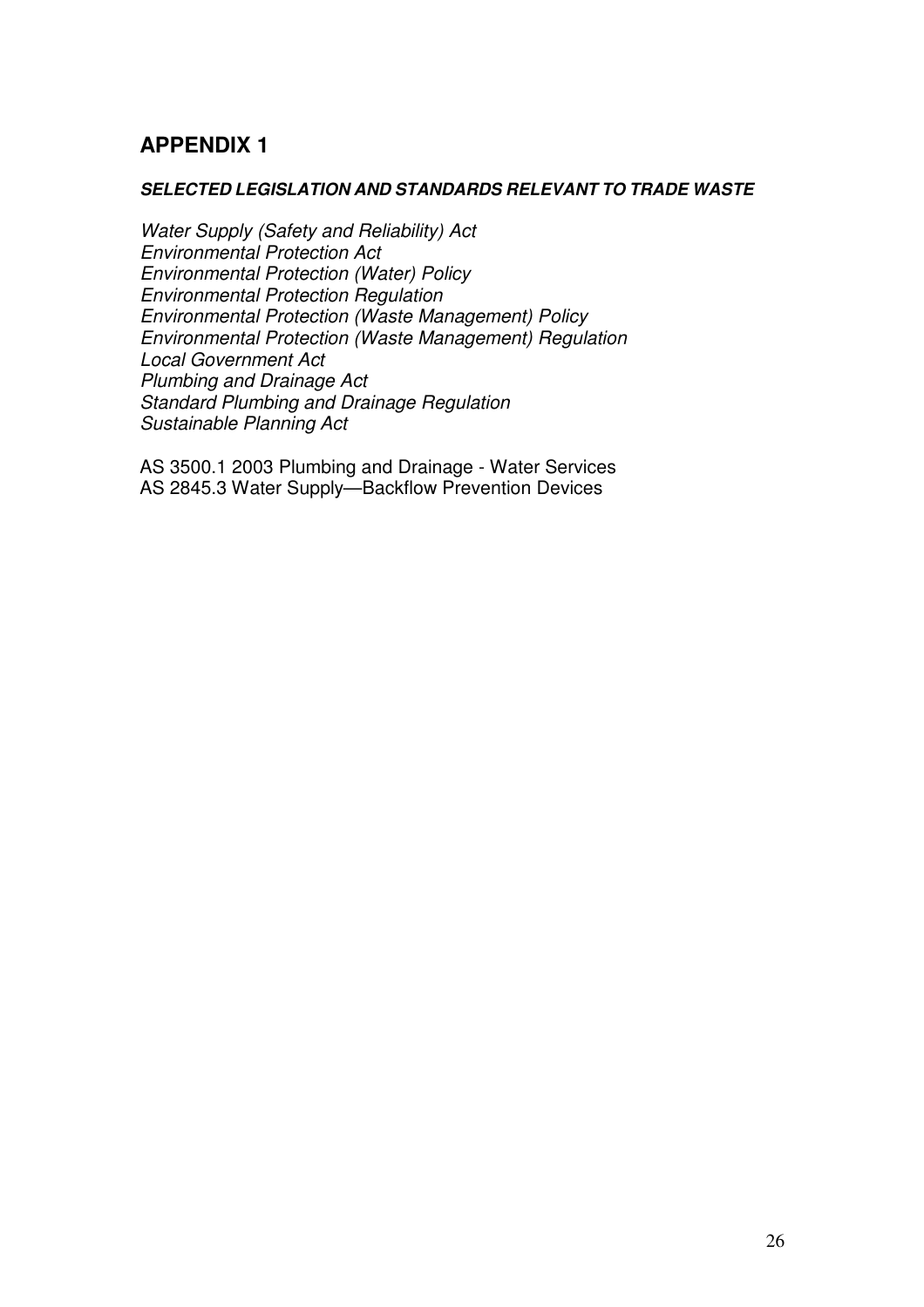# APPENDIX 1

***SELECTED LEGISLATION AND STANDARDS RELEVANT TO TRADE WASTE***

*Water Supply (Safety and Reliability) Act*
*Environmental Protection Act*
*Environmental Protection (Water) Policy*
*Environmental Protection Regulation*
*Environmental Protection (Waste Management) Policy*
*Environmental Protection (Waste Management) Regulation*
*Local Government Act*
*Plumbing and Drainage Act*
*Standard Plumbing and Drainage Regulation*
*Sustainable Planning Act*

AS 3500.1 2003 Plumbing and Drainage - Water Services
AS 2845.3 Water Supply—Backflow Prevention Devices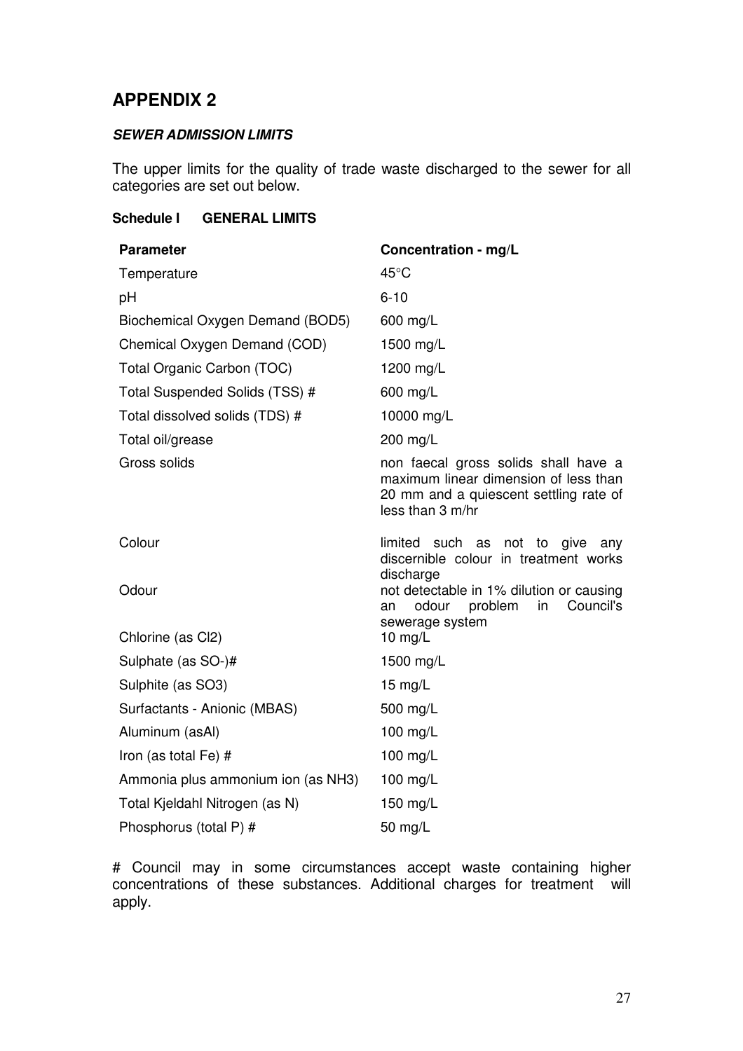# APPENDIX 2

***SEWER ADMISSION LIMITS***

The upper limits for the quality of trade waste discharged to the sewer for all categories are set out below.

**Schedule I GENERAL LIMITS**

| Parameter | Concentration - mg/L |
|---|---|
| Temperature | 45°C |
| pH | 6-10 |
| Biochemical Oxygen Demand (BOD5) | 600 mg/L |
| Chemical Oxygen Demand (COD) | 1500 mg/L |
| Total Organic Carbon (TOC) | 1200 mg/L |
| Total Suspended Solids (TSS) # | 600 mg/L |
| Total dissolved solids (TDS) # | 10000 mg/L |
| Total oil/grease | 200 mg/L |
| Gross solids | non faecal gross solids shall have a maximum linear dimension of less than 20 mm and a quiescent settling rate of less than 3 m/hr |
| Colour | limited such as not to give any discernible colour in treatment works discharge |
| Odour | not detectable in 1% dilution or causing an odour problem in Council's sewerage system |
| Chlorine (as Cl2) | 10 mg/L |
| Sulphate (as SO-)# | 1500 mg/L |
| Sulphite (as SO3) | 15 mg/L |
| Surfactants - Anionic (MBAS) | 500 mg/L |
| Aluminum (asAl) | 100 mg/L |
| Iron (as total Fe) # | 100 mg/L |
| Ammonia plus ammonium ion (as NH3) | 100 mg/L |
| Total Kjeldahl Nitrogen (as N) | 150 mg/L |
| Phosphorus (total P) # | 50 mg/L |

# Council may in some circumstances accept waste containing higher concentrations of these substances. Additional charges for treatment will apply.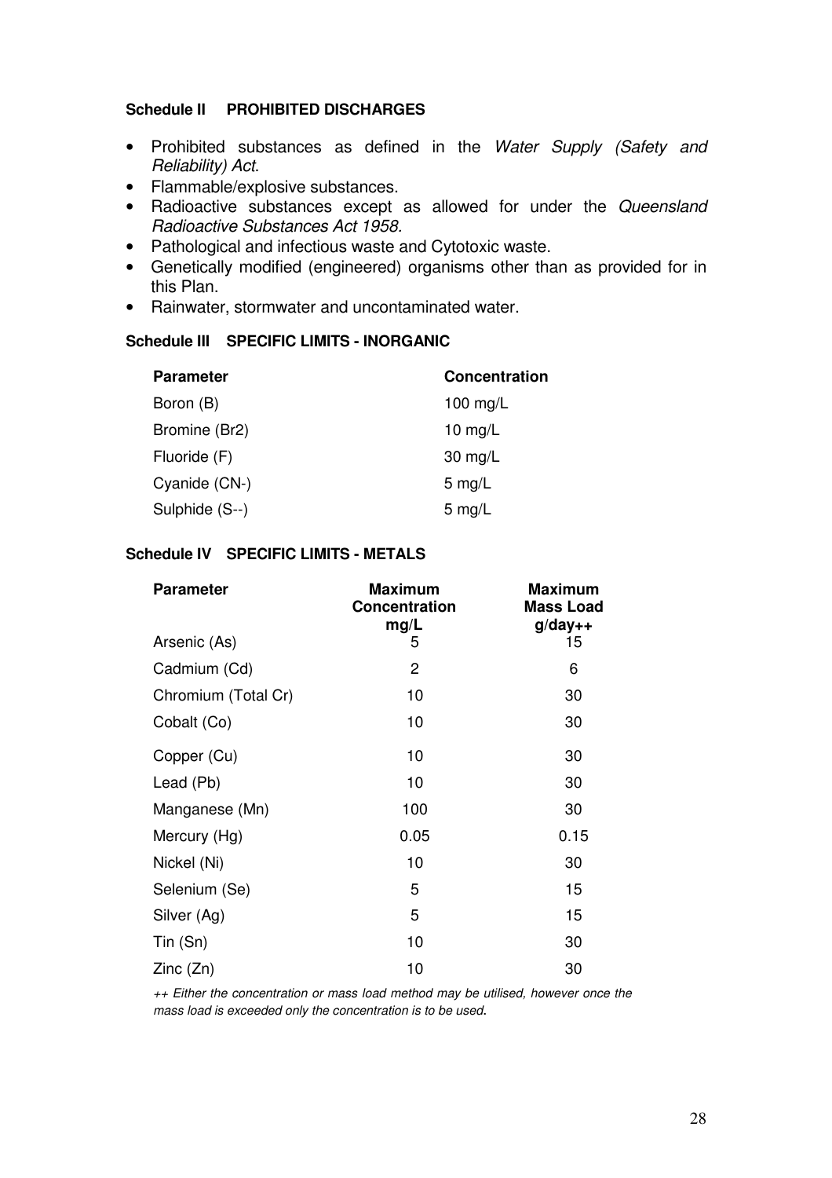**Schedule II PROHIBITED DISCHARGES**

- Prohibited substances as defined in the *Water Supply (Safety and Reliability) Act*.
- Flammable/explosive substances.
- Radioactive substances except as allowed for under the *Queensland Radioactive Substances Act 1958.*
- Pathological and infectious waste and Cytotoxic waste.
- Genetically modified (engineered) organisms other than as provided for in this Plan.
- Rainwater, stormwater and uncontaminated water.

**Schedule III SPECIFIC LIMITS - INORGANIC**

| Parameter | Concentration |
|---|---|
| Boron (B) | 100 mg/L |
| Bromine (Br2) | 10 mg/L |
| Fluoride (F) | 30 mg/L |
| Cyanide (CN-) | 5 mg/L |
| Sulphide (S--) | 5 mg/L |

**Schedule IV SPECIFIC LIMITS - METALS**

| Parameter | Maximum Concentration mg/L | Maximum Mass Load g/day++ |
|---|---|---|
| Arsenic (As) | 5 | 15 |
| Cadmium (Cd) | 2 | 6 |
| Chromium (Total Cr) | 10 | 30 |
| Cobalt (Co) | 10 | 30 |
| Copper (Cu) | 10 | 30 |
| Lead (Pb) | 10 | 30 |
| Manganese (Mn) | 100 | 30 |
| Mercury (Hg) | 0.05 | 0.15 |
| Nickel (Ni) | 10 | 30 |
| Selenium (Se) | 5 | 15 |
| Silver (Ag) | 5 | 15 |
| Tin (Sn) | 10 | 30 |
| Zinc (Zn) | 10 | 30 |

*++ Either the concentration or mass load method may be utilised, however once the mass load is exceeded only the concentration is to be used.*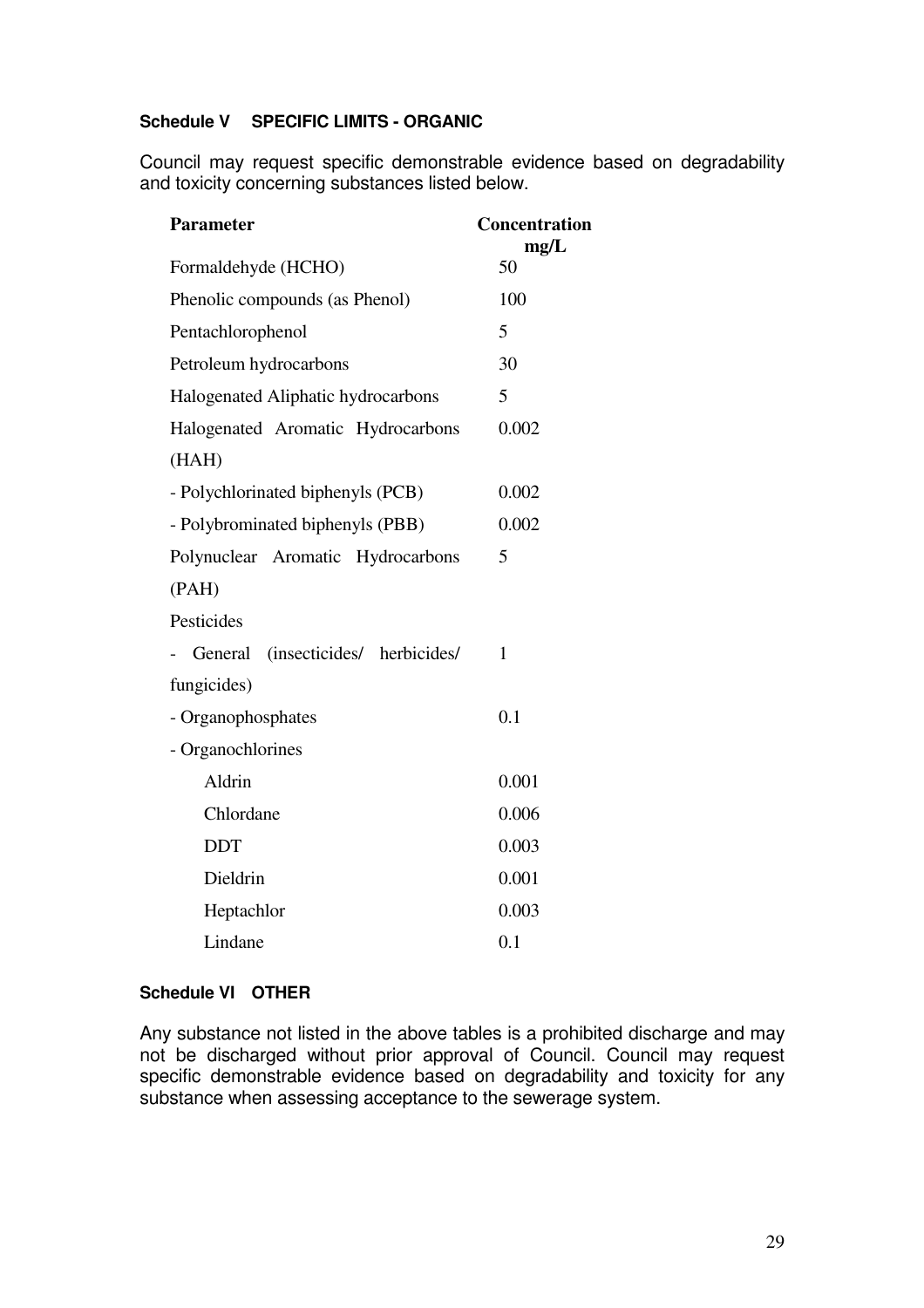#### Schedule V SPECIFIC LIMITS - ORGANIC

Council may request specific demonstrable evidence based on degradability and toxicity concerning substances listed below.

| Parameter | Concentration mg/L |
|---|---|
| Formaldehyde (HCHO) | 50 |
| Phenolic compounds (as Phenol) | 100 |
| Pentachlorophenol | 5 |
| Petroleum hydrocarbons | 30 |
| Halogenated Aliphatic hydrocarbons | 5 |
| Halogenated Aromatic Hydrocarbons (HAH) | 0.002 |
| - Polychlorinated biphenyls (PCB) | 0.002 |
| - Polybrominated biphenyls (PBB) | 0.002 |
| Polynuclear Aromatic Hydrocarbons (PAH) | 5 |
| Pesticides | |
| - General (insecticides/ herbicides/ fungicides) | 1 |
| - Organophosphates | 0.1 |
| - Organochlorines | |
| Aldrin | 0.001 |
| Chlordane | 0.006 |
| DDT | 0.003 |
| Dieldrin | 0.001 |
| Heptachlor | 0.003 |
| Lindane | 0.1 |

#### Schedule VI OTHER

Any substance not listed in the above tables is a prohibited discharge and may not be discharged without prior approval of Council. Council may request specific demonstrable evidence based on degradability and toxicity for any substance when assessing acceptance to the sewerage system.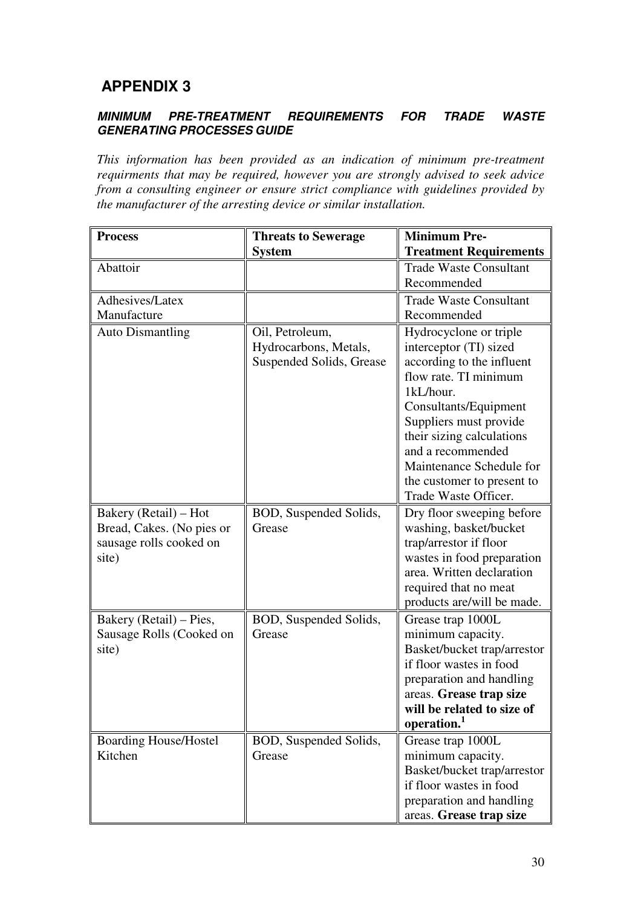# APPENDIX 3

***MINIMUM PRE-TREATMENT REQUIREMENTS FOR TRADE WASTE GENERATING PROCESSES GUIDE***

*This information has been provided as an indication of minimum pre-treatment requirments that may be required, however you are strongly advised to seek advice from a consulting engineer or ensure strict compliance with guidelines provided by the manufacturer of the arresting device or similar installation.*

| **Process** | **Threats to Sewerage System** | **Minimum Pre-Treatment Requirements** |
|---|---|---|
| Abattoir | | Trade Waste Consultant Recommended |
| Adhesives/Latex Manufacture | | Trade Waste Consultant Recommended |
| Auto Dismantling | Oil, Petroleum, Hydrocarbons, Metals, Suspended Solids, Grease | Hydrocyclone or triple interceptor (TI) sized according to the influent flow rate. TI minimum 1kL/hour. Consultants/Equipment Suppliers must provide their sizing calculations and a recommended Maintenance Schedule for the customer to present to Trade Waste Officer. |
| Bakery (Retail) – Hot Bread, Cakes. (No pies or sausage rolls cooked on site) | BOD, Suspended Solids, Grease | Dry floor sweeping before washing, basket/bucket trap/arrestor if floor wastes in food preparation area. Written declaration required that no meat products are/will be made. |
| Bakery (Retail) – Pies, Sausage Rolls (Cooked on site) | BOD, Suspended Solids, Grease | Grease trap 1000L minimum capacity. Basket/bucket trap/arrestor if floor wastes in food preparation and handling areas. **Grease trap size will be related to size of operation.**[1] |
| Boarding House/Hostel Kitchen | BOD, Suspended Solids, Grease | Grease trap 1000L minimum capacity. Basket/bucket trap/arrestor if floor wastes in food preparation and handling areas. **Grease trap size** |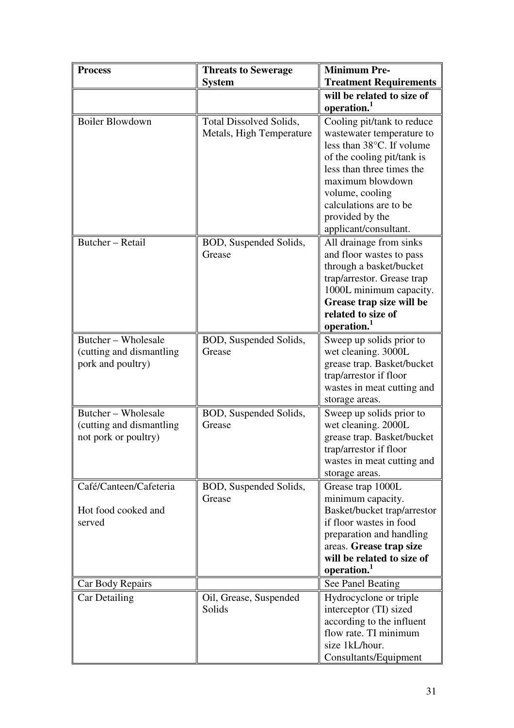| Process | Threats to Sewerage System | Minimum Pre-Treatment Requirements |
|---|---|---|
| | | **will be related to size of operation.[1]** |
| Boiler Blowdown | Total Dissolved Solids, Metals, High Temperature | Cooling pit/tank to reduce wastewater temperature to less than 38°C. If volume of the cooling pit/tank is less than three times the maximum blowdown volume, cooling calculations are to be provided by the applicant/consultant. |
| Butcher – Retail | BOD, Suspended Solids, Grease | All drainage from sinks and floor wastes to pass through a basket/bucket trap/arrestor. Grease trap 1000L minimum capacity. **Grease trap size will be related to size of operation.[1]** |
| Butcher – Wholesale (cutting and dismantling pork and poultry) | BOD, Suspended Solids, Grease | Sweep up solids prior to wet cleaning. 3000L grease trap. Basket/bucket trap/arrestor if floor wastes in meat cutting and storage areas. |
| Butcher – Wholesale (cutting and dismantling not pork or poultry) | BOD, Suspended Solids, Grease | Sweep up solids prior to wet cleaning. 2000L grease trap. Basket/bucket trap/arrestor if floor wastes in meat cutting and storage areas. |
| Café/Canteen/Cafeteria<br><br>Hot food cooked and served | BOD, Suspended Solids, Grease | Grease trap 1000L minimum capacity. Basket/bucket trap/arrestor if floor wastes in food preparation and handling areas. **Grease trap size will be related to size of operation.[1]** |
| Car Body Repairs | | See Panel Beating |
| Car Detailing | Oil, Grease, Suspended Solids | Hydrocyclone or triple interceptor (TI) sized according to the influent flow rate. TI minimum size 1kL/hour. Consultants/Equipment |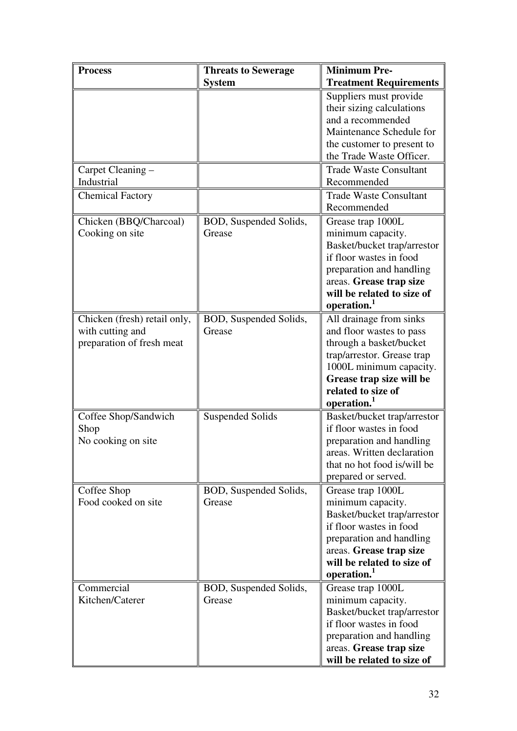| **Process** | **Threats to Sewerage System** | **Minimum Pre-Treatment Requirements** |
|---|---|---|
| | | Suppliers must provide their sizing calculations and a recommended Maintenance Schedule for the customer to present to the Trade Waste Officer. |
| Carpet Cleaning – Industrial | | Trade Waste Consultant Recommended |
| Chemical Factory | | Trade Waste Consultant Recommended |
| Chicken (BBQ/Charcoal) Cooking on site | BOD, Suspended Solids, Grease | Grease trap 1000L minimum capacity. Basket/bucket trap/arrestor if floor wastes in food preparation and handling areas. **Grease trap size will be related to size of operation.**[1] |
| Chicken (fresh) retail only, with cutting and preparation of fresh meat | BOD, Suspended Solids, Grease | All drainage from sinks and floor wastes to pass through a basket/bucket trap/arrestor. Grease trap 1000L minimum capacity. **Grease trap size will be related to size of operation.**[1] |
| Coffee Shop/Sandwich Shop No cooking on site | Suspended Solids | Basket/bucket trap/arrestor if floor wastes in food preparation and handling areas. Written declaration that no hot food is/will be prepared or served. |
| Coffee Shop Food cooked on site | BOD, Suspended Solids, Grease | Grease trap 1000L minimum capacity. Basket/bucket trap/arrestor if floor wastes in food preparation and handling areas. **Grease trap size will be related to size of operation.**[1] |
| Commercial Kitchen/Caterer | BOD, Suspended Solids, Grease | Grease trap 1000L minimum capacity. Basket/bucket trap/arrestor if floor wastes in food preparation and handling areas. **Grease trap size will be related to size of** |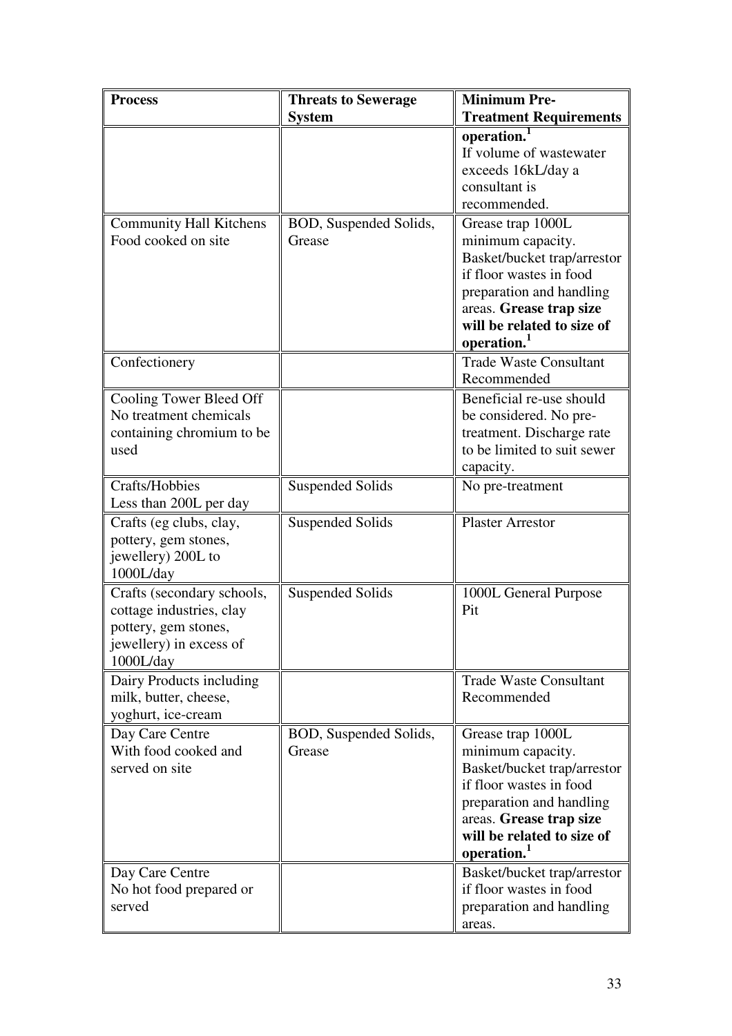| Process | Threats to Sewerage System | Minimum Pre-Treatment Requirements |
|---|---|---|
| | | **operation.**[1] If volume of wastewater exceeds 16kL/day a consultant is recommended. |
| Community Hall Kitchens Food cooked on site | BOD, Suspended Solids, Grease | Grease trap 1000L minimum capacity. Basket/bucket trap/arrestor if floor wastes in food preparation and handling areas. **Grease trap size will be related to size of operation.**[1] |
| Confectionery | | Trade Waste Consultant Recommended |
| Cooling Tower Bleed Off No treatment chemicals containing chromium to be used | | Beneficial re-use should be considered. No pre-treatment. Discharge rate to be limited to suit sewer capacity. |
| Crafts/Hobbies Less than 200L per day | Suspended Solids | No pre-treatment |
| Crafts (eg clubs, clay, pottery, gem stones, jewellery) 200L to 1000L/day | Suspended Solids | Plaster Arrestor |
| Crafts (secondary schools, cottage industries, clay pottery, gem stones, jewellery) in excess of 1000L/day | Suspended Solids | 1000L General Purpose Pit |
| Dairy Products including milk, butter, cheese, yoghurt, ice-cream | | Trade Waste Consultant Recommended |
| Day Care Centre With food cooked and served on site | BOD, Suspended Solids, Grease | Grease trap 1000L minimum capacity. Basket/bucket trap/arrestor if floor wastes in food preparation and handling areas. **Grease trap size will be related to size of operation.**[1] |
| Day Care Centre No hot food prepared or served | | Basket/bucket trap/arrestor if floor wastes in food preparation and handling areas. |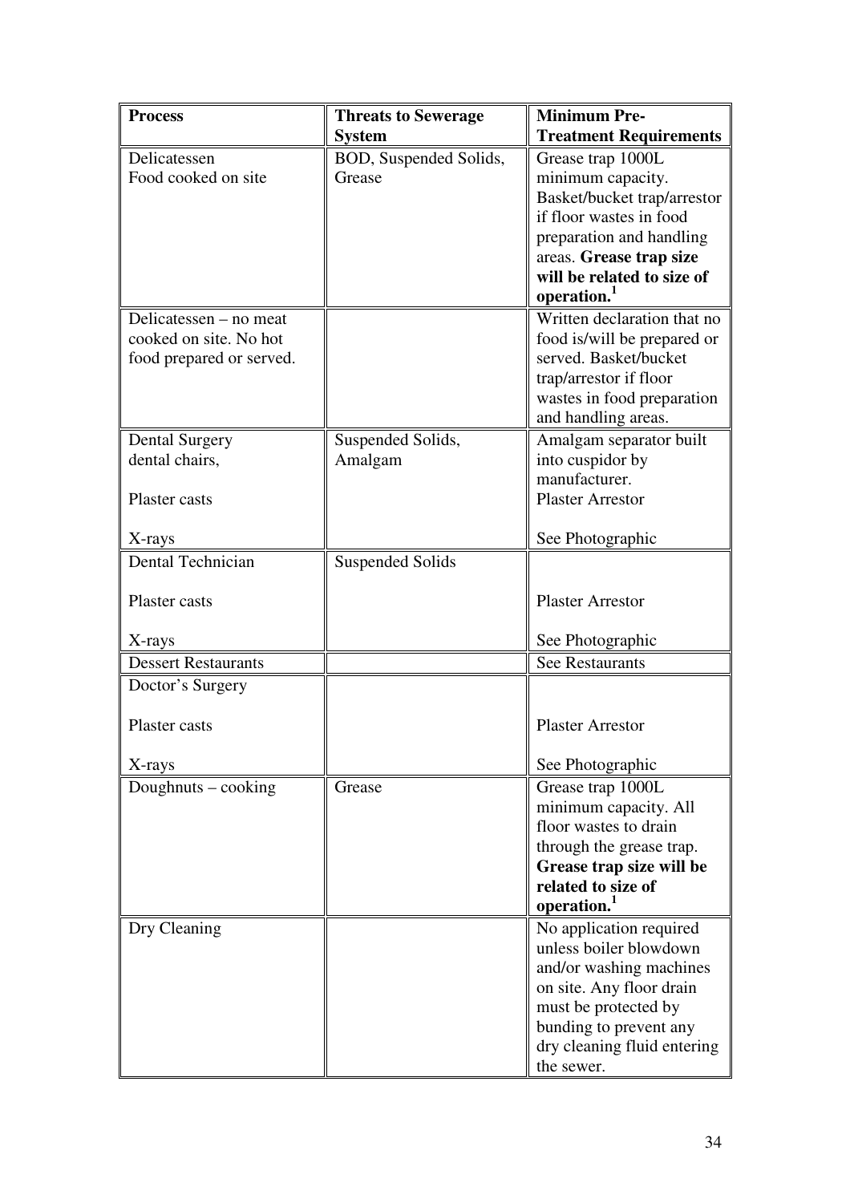| Process | Threats to Sewerage System | Minimum Pre-Treatment Requirements |
|---|---|---|
| Delicatessen<br>Food cooked on site | BOD, Suspended Solids, Grease | Grease trap 1000L minimum capacity. Basket/bucket trap/arrestor if floor wastes in food preparation and handling areas. **Grease trap size will be related to size of operation.[1]** |
| Delicatessen – no meat cooked on site. No hot food prepared or served. | | Written declaration that no food is/will be prepared or served. Basket/bucket trap/arrestor if floor wastes in food preparation and handling areas. |
| Dental Surgery<br>dental chairs,<br><br>Plaster casts<br><br>X-rays | Suspended Solids, Amalgam | Amalgam separator built into cuspidor by manufacturer.<br>Plaster Arrestor<br><br>See Photographic |
| Dental Technician<br><br>Plaster casts<br><br>X-rays | Suspended Solids | <br><br>Plaster Arrestor<br><br>See Photographic |
| Dessert Restaurants | | See Restaurants |
| Doctor's Surgery<br><br>Plaster casts<br><br>X-rays | | <br><br>Plaster Arrestor<br><br>See Photographic |
| Doughnuts – cooking | Grease | Grease trap 1000L minimum capacity. All floor wastes to drain through the grease trap. **Grease trap size will be related to size of operation.[1]** |
| Dry Cleaning | | No application required unless boiler blowdown and/or washing machines on site. Any floor drain must be protected by bunding to prevent any dry cleaning fluid entering the sewer. |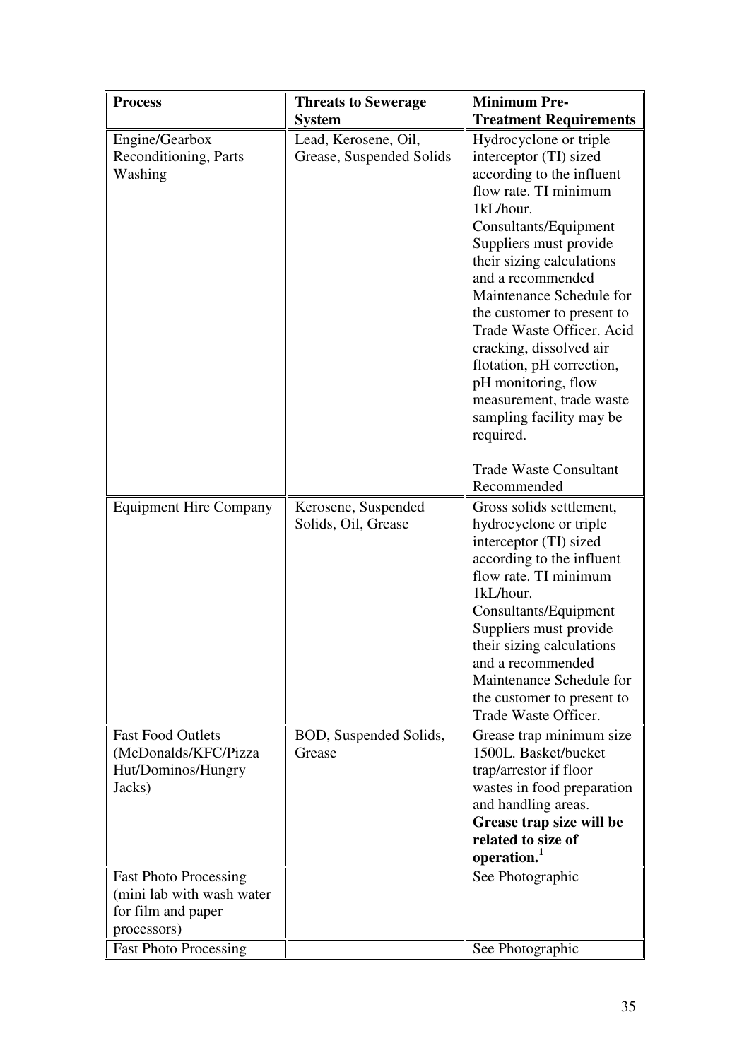| Process | Threats to Sewerage System | Minimum Pre-Treatment Requirements |
|---|---|---|
| Engine/Gearbox Reconditioning, Parts Washing | Lead, Kerosene, Oil, Grease, Suspended Solids | Hydrocyclone or triple interceptor (TI) sized according to the influent flow rate. TI minimum 1kL/hour. Consultants/Equipment Suppliers must provide their sizing calculations and a recommended Maintenance Schedule for the customer to present to Trade Waste Officer. Acid cracking, dissolved air flotation, pH correction, pH monitoring, flow measurement, trade waste sampling facility may be required.<br><br>Trade Waste Consultant Recommended |
| Equipment Hire Company | Kerosene, Suspended Solids, Oil, Grease | Gross solids settlement, hydrocyclone or triple interceptor (TI) sized according to the influent flow rate. TI minimum 1kL/hour. Consultants/Equipment Suppliers must provide their sizing calculations and a recommended Maintenance Schedule for the customer to present to Trade Waste Officer. |
| Fast Food Outlets (McDonalds/KFC/Pizza Hut/Dominos/Hungry Jacks) | BOD, Suspended Solids, Grease | Grease trap minimum size 1500L. Basket/bucket trap/arrestor if floor wastes in food preparation and handling areas. **Grease trap size will be related to size of operation.[1]** |
| Fast Photo Processing (mini lab with wash water for film and paper processors) | | See Photographic |
| Fast Photo Processing | | See Photographic |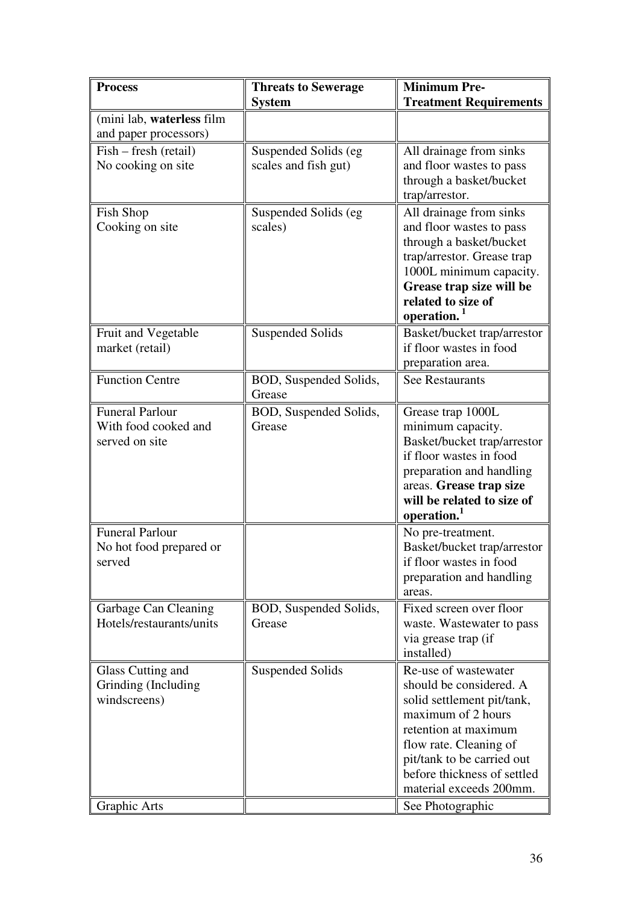| **Process** | **Threats to Sewerage System** | **Minimum Pre-Treatment Requirements** |
| --- | --- | --- |
| (mini lab, **waterless** film and paper processors) | | |
| Fish – fresh (retail) No cooking on site | Suspended Solids (eg scales and fish gut) | All drainage from sinks and floor wastes to pass through a basket/bucket trap/arrestor. |
| Fish Shop Cooking on site | Suspended Solids (eg scales) | All drainage from sinks and floor wastes to pass through a basket/bucket trap/arrestor. Grease trap 1000L minimum capacity. **Grease trap size will be related to size of operation.** [1] |
| Fruit and Vegetable market (retail) | Suspended Solids | Basket/bucket trap/arrestor if floor wastes in food preparation area. |
| Function Centre | BOD, Suspended Solids, Grease | See Restaurants |
| Funeral Parlour With food cooked and served on site | BOD, Suspended Solids, Grease | Grease trap 1000L minimum capacity. Basket/bucket trap/arrestor if floor wastes in food preparation and handling areas. **Grease trap size will be related to size of operation.** [1] |
| Funeral Parlour No hot food prepared or served | | No pre-treatment. Basket/bucket trap/arrestor if floor wastes in food preparation and handling areas. |
| Garbage Can Cleaning Hotels/restaurants/units | BOD, Suspended Solids, Grease | Fixed screen over floor waste. Wastewater to pass via grease trap (if installed) |
| Glass Cutting and Grinding (Including windscreens) | Suspended Solids | Re-use of wastewater should be considered. A solid settlement pit/tank, maximum of 2 hours retention at maximum flow rate. Cleaning of pit/tank to be carried out before thickness of settled material exceeds 200mm. |
| Graphic Arts | | See Photographic |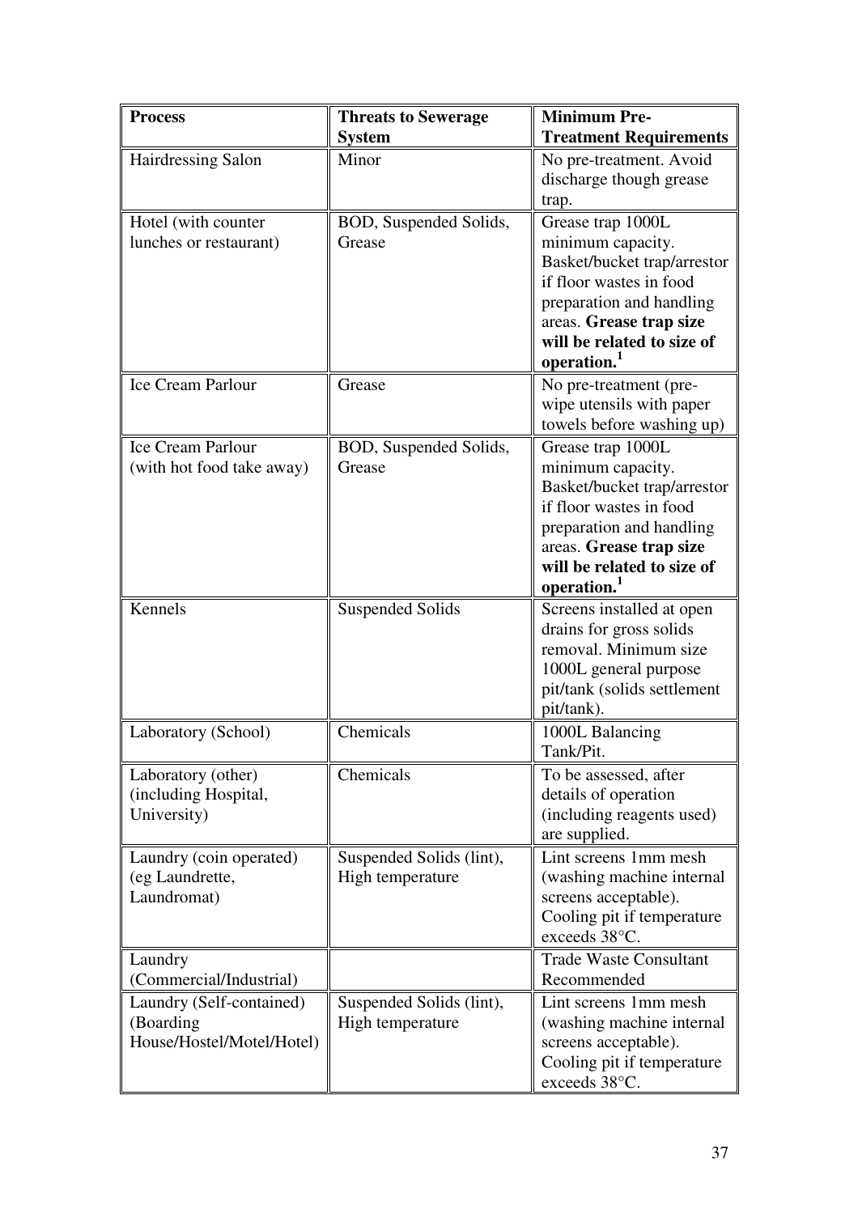| **Process** | **Threats to Sewerage System** | **Minimum Pre-Treatment Requirements** |
|---|---|---|
| Hairdressing Salon | Minor | No pre-treatment. Avoid discharge though grease trap. |
| Hotel (with counter lunches or restaurant) | BOD, Suspended Solids, Grease | Grease trap 1000L minimum capacity. Basket/bucket trap/arrestor if floor wastes in food preparation and handling areas. **Grease trap size will be related to size of operation.[1]** |
| Ice Cream Parlour | Grease | No pre-treatment (pre-wipe utensils with paper towels before washing up) |
| Ice Cream Parlour (with hot food take away) | BOD, Suspended Solids, Grease | Grease trap 1000L minimum capacity. Basket/bucket trap/arrestor if floor wastes in food preparation and handling areas. **Grease trap size will be related to size of operation.[1]** |
| Kennels | Suspended Solids | Screens installed at open drains for gross solids removal. Minimum size 1000L general purpose pit/tank (solids settlement pit/tank). |
| Laboratory (School) | Chemicals | 1000L Balancing Tank/Pit. |
| Laboratory (other) (including Hospital, University) | Chemicals | To be assessed, after details of operation (including reagents used) are supplied. |
| Laundry (coin operated) (eg Laundrette, Laundromat) | Suspended Solids (lint), High temperature | Lint screens 1mm mesh (washing machine internal screens acceptable). Cooling pit if temperature exceeds 38°C. |
| Laundry (Commercial/Industrial) | | Trade Waste Consultant Recommended |
| Laundry (Self-contained) (Boarding House/Hostel/Motel/Hotel) | Suspended Solids (lint), High temperature | Lint screens 1mm mesh (washing machine internal screens acceptable). Cooling pit if temperature exceeds 38°C. |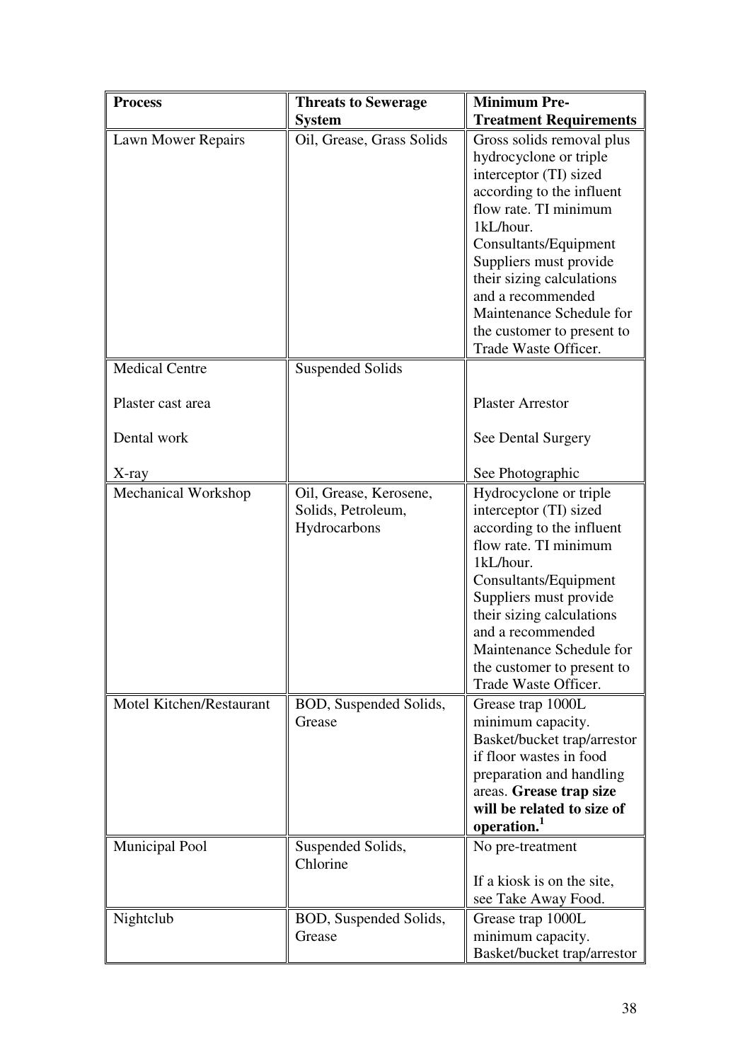| Process | Threats to Sewerage System | Minimum Pre-Treatment Requirements |
|---|---|---|
| Lawn Mower Repairs | Oil, Grease, Grass Solids | Gross solids removal plus hydrocyclone or triple interceptor (TI) sized according to the influent flow rate. TI minimum 1kL/hour. Consultants/Equipment Suppliers must provide their sizing calculations and a recommended Maintenance Schedule for the customer to present to Trade Waste Officer. |
| Medical Centre<br><br>Plaster cast area<br><br>Dental work<br><br>X-ray | Suspended Solids | <br><br>Plaster Arrestor<br><br>See Dental Surgery<br><br>See Photographic |
| Mechanical Workshop | Oil, Grease, Kerosene, Solids, Petroleum, Hydrocarbons | Hydrocyclone or triple interceptor (TI) sized according to the influent flow rate. TI minimum 1kL/hour. Consultants/Equipment Suppliers must provide their sizing calculations and a recommended Maintenance Schedule for the customer to present to Trade Waste Officer. |
| Motel Kitchen/Restaurant | BOD, Suspended Solids, Grease | Grease trap 1000L minimum capacity. Basket/bucket trap/arrestor if floor wastes in food preparation and handling areas. **Grease trap size will be related to size of operation.**[1] |
| Municipal Pool | Suspended Solids, Chlorine | No pre-treatment<br><br>If a kiosk is on the site, see Take Away Food. |
| Nightclub | BOD, Suspended Solids, Grease | Grease trap 1000L minimum capacity. Basket/bucket trap/arrestor |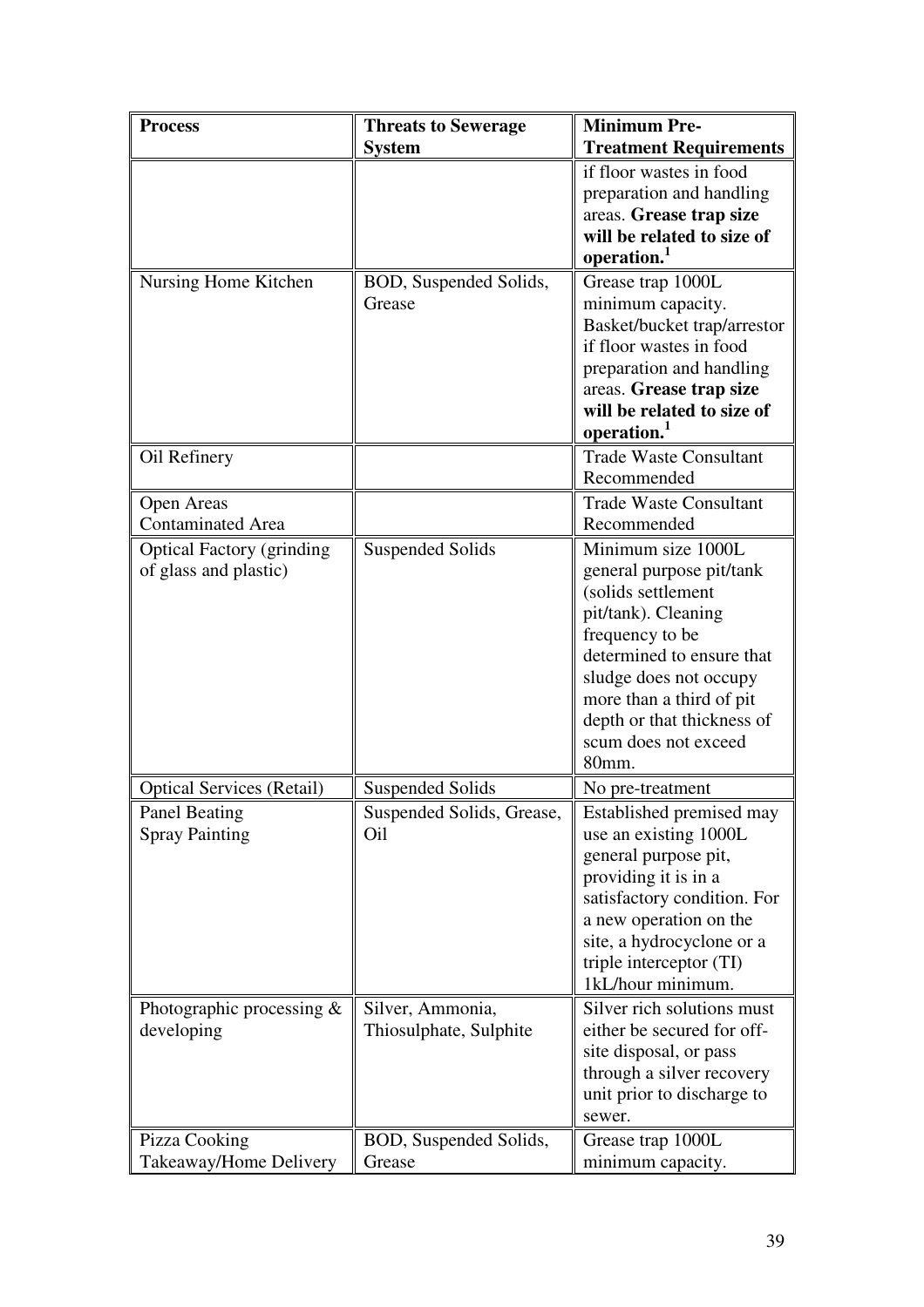| Process | Threats to Sewerage System | Minimum Pre-Treatment Requirements |
|---|---|---|
| | | if floor wastes in food preparation and handling areas. **Grease trap size will be related to size of operation.**[1] |
| Nursing Home Kitchen | BOD, Suspended Solids, Grease | Grease trap 1000L minimum capacity. Basket/bucket trap/arrestor if floor wastes in food preparation and handling areas. **Grease trap size will be related to size of operation.**[1] |
| Oil Refinery | | Trade Waste Consultant Recommended |
| Open Areas Contaminated Area | | Trade Waste Consultant Recommended |
| Optical Factory (grinding of glass and plastic) | Suspended Solids | Minimum size 1000L general purpose pit/tank (solids settlement pit/tank). Cleaning frequency to be determined to ensure that sludge does not occupy more than a third of pit depth or that thickness of scum does not exceed 80mm. |
| Optical Services (Retail) | Suspended Solids | No pre-treatment |
| Panel Beating Spray Painting | Suspended Solids, Grease, Oil | Established premised may use an existing 1000L general purpose pit, providing it is in a satisfactory condition. For a new operation on the site, a hydrocyclone or a triple interceptor (TI) 1kL/hour minimum. |
| Photographic processing & developing | Silver, Ammonia, Thiosulphate, Sulphite | Silver rich solutions must either be secured for off-site disposal, or pass through a silver recovery unit prior to discharge to sewer. |
| Pizza Cooking Takeaway/Home Delivery | BOD, Suspended Solids, Grease | Grease trap 1000L minimum capacity. |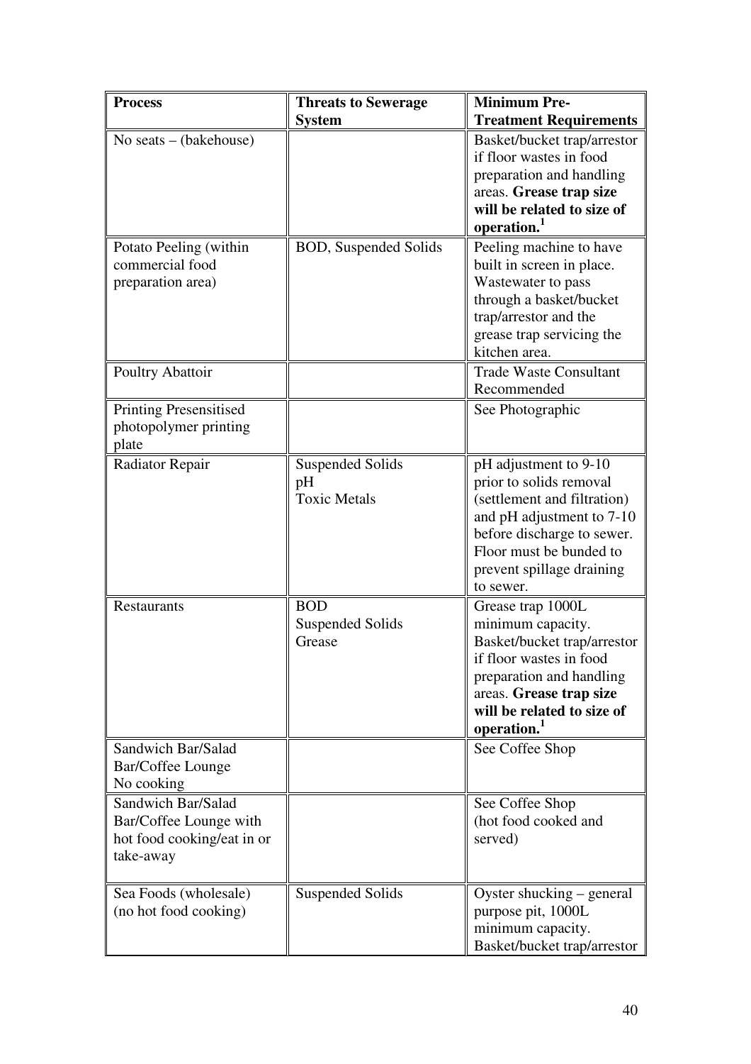| Process | Threats to Sewerage System | Minimum Pre-Treatment Requirements |
|---|---|---|
| No seats – (bakehouse) | | Basket/bucket trap/arrestor if floor wastes in food preparation and handling areas. **Grease trap size will be related to size of operation.**[1] |
| Potato Peeling (within commercial food preparation area) | BOD, Suspended Solids | Peeling machine to have built in screen in place. Wastewater to pass through a basket/bucket trap/arrestor and the grease trap servicing the kitchen area. |
| Poultry Abattoir | | Trade Waste Consultant Recommended |
| Printing Presensitised photopolymer printing plate | | See Photographic |
| Radiator Repair | Suspended Solids<br>pH<br>Toxic Metals | pH adjustment to 9-10 prior to solids removal (settlement and filtration) and pH adjustment to 7-10 before discharge to sewer. Floor must be bunded to prevent spillage draining to sewer. |
| Restaurants | BOD<br>Suspended Solids<br>Grease | Grease trap 1000L minimum capacity. Basket/bucket trap/arrestor if floor wastes in food preparation and handling areas. **Grease trap size will be related to size of operation.**[1] |
| Sandwich Bar/Salad Bar/Coffee Lounge No cooking | | See Coffee Shop |
| Sandwich Bar/Salad Bar/Coffee Lounge with hot food cooking/eat in or take-away | | See Coffee Shop (hot food cooked and served) |
| Sea Foods (wholesale) (no hot food cooking) | Suspended Solids | Oyster shucking – general purpose pit, 1000L minimum capacity. Basket/bucket trap/arrestor |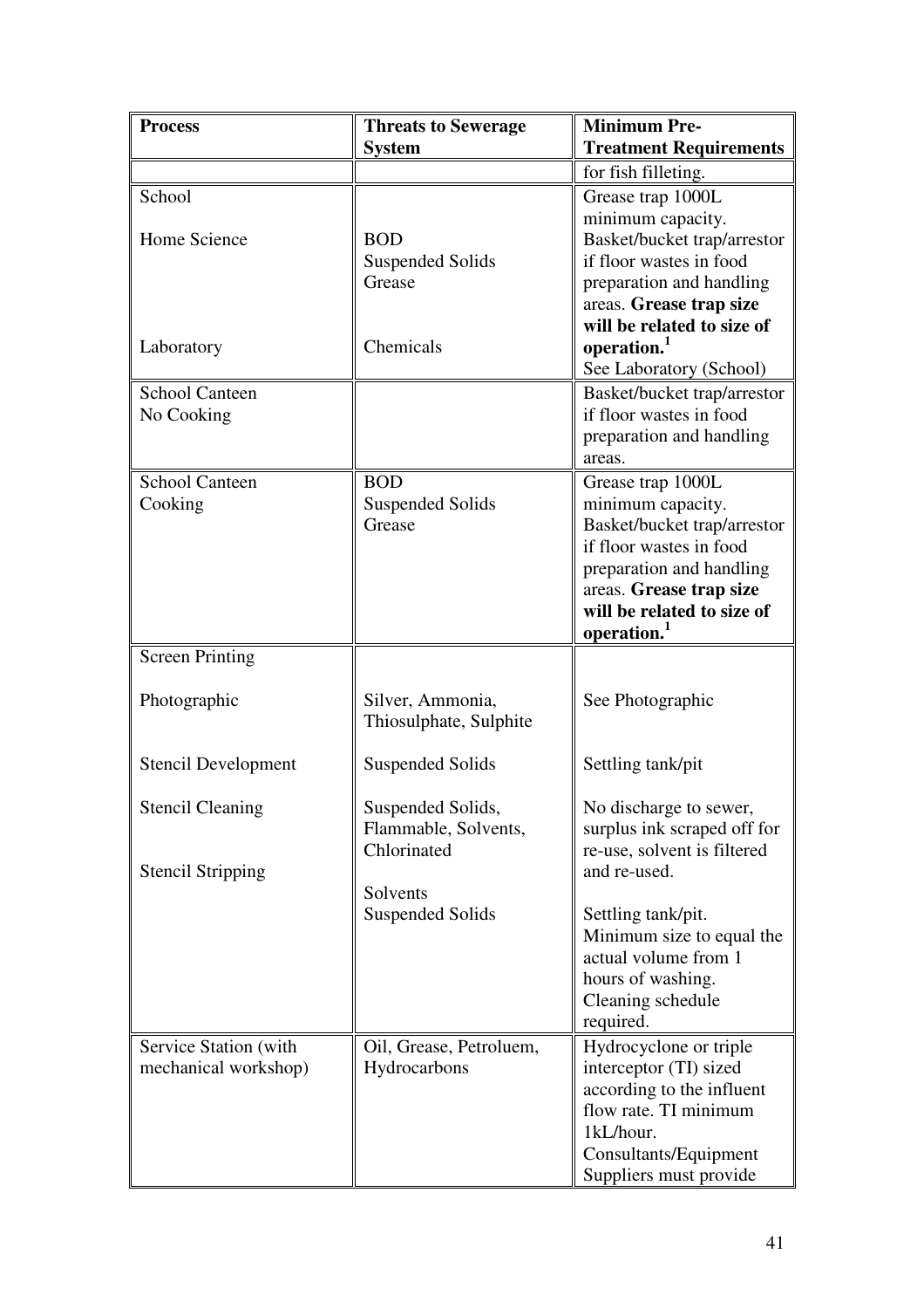| Process | Threats to Sewerage System | Minimum Pre-Treatment Requirements |
|---|---|---|
| | | for fish filleting. |
| School<br><br>Home Science<br><br><br><br>Laboratory | <br><br>BOD<br>Suspended Solids<br>Grease<br><br><br>Chemicals | Grease trap 1000L minimum capacity. Basket/bucket trap/arrestor if floor wastes in food preparation and handling areas. **Grease trap size will be related to size of operation.[1]**<br>See Laboratory (School) |
| School Canteen<br>No Cooking | | Basket/bucket trap/arrestor if floor wastes in food preparation and handling areas. |
| School Canteen<br>Cooking | BOD<br>Suspended Solids<br>Grease | Grease trap 1000L minimum capacity. Basket/bucket trap/arrestor if floor wastes in food preparation and handling areas. **Grease trap size will be related to size of operation.[1]** |
| Screen Printing<br><br>Photographic<br><br>Stencil Development<br><br>Stencil Cleaning<br><br>Stencil Stripping | <br><br>Silver, Ammonia, Thiosulphate, Sulphite<br><br>Suspended Solids<br><br>Suspended Solids, Flammable, Solvents, Chlorinated<br><br>Solvents<br>Suspended Solids | <br><br>See Photographic<br><br>Settling tank/pit<br><br>No discharge to sewer, surplus ink scraped off for re-use, solvent is filtered and re-used.<br><br>Settling tank/pit. Minimum size to equal the actual volume from 1 hours of washing. Cleaning schedule required. |
| Service Station (with mechanical workshop) | Oil, Grease, Petroluem, Hydrocarbons | Hydrocyclone or triple interceptor (TI) sized according to the influent flow rate. TI minimum 1kL/hour. Consultants/Equipment Suppliers must provide |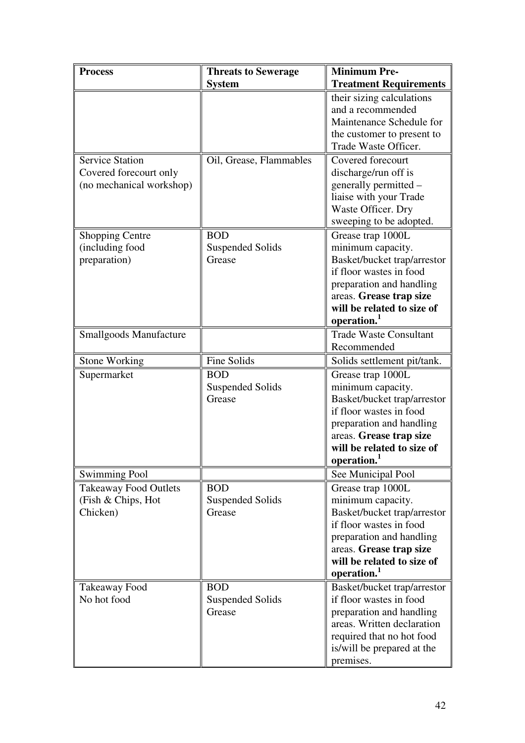| Process | Threats to Sewerage System | Minimum Pre-Treatment Requirements |
|---|---|---|
| | | their sizing calculations and a recommended Maintenance Schedule for the customer to present to Trade Waste Officer. |
| Service Station<br>Covered forecourt only<br>(no mechanical workshop) | Oil, Grease, Flammables | Covered forecourt discharge/run off is generally permitted – liaise with your Trade Waste Officer. Dry sweeping to be adopted. |
| Shopping Centre (including food preparation) | BOD<br>Suspended Solids<br>Grease | Grease trap 1000L minimum capacity. Basket/bucket trap/arrestor if floor wastes in food preparation and handling areas. **Grease trap size will be related to size of operation.**[1] |
| Smallgoods Manufacture | | Trade Waste Consultant Recommended |
| Stone Working | Fine Solids | Solids settlement pit/tank. |
| Supermarket | BOD<br>Suspended Solids<br>Grease | Grease trap 1000L minimum capacity. Basket/bucket trap/arrestor if floor wastes in food preparation and handling areas. **Grease trap size will be related to size of operation.**[1] |
| Swimming Pool | | See Municipal Pool |
| Takeaway Food Outlets (Fish & Chips, Hot Chicken) | BOD<br>Suspended Solids<br>Grease | Grease trap 1000L minimum capacity. Basket/bucket trap/arrestor if floor wastes in food preparation and handling areas. **Grease trap size will be related to size of operation.**[1] |
| Takeaway Food<br>No hot food | BOD<br>Suspended Solids<br>Grease | Basket/bucket trap/arrestor if floor wastes in food preparation and handling areas. Written declaration required that no hot food is/will be prepared at the premises. |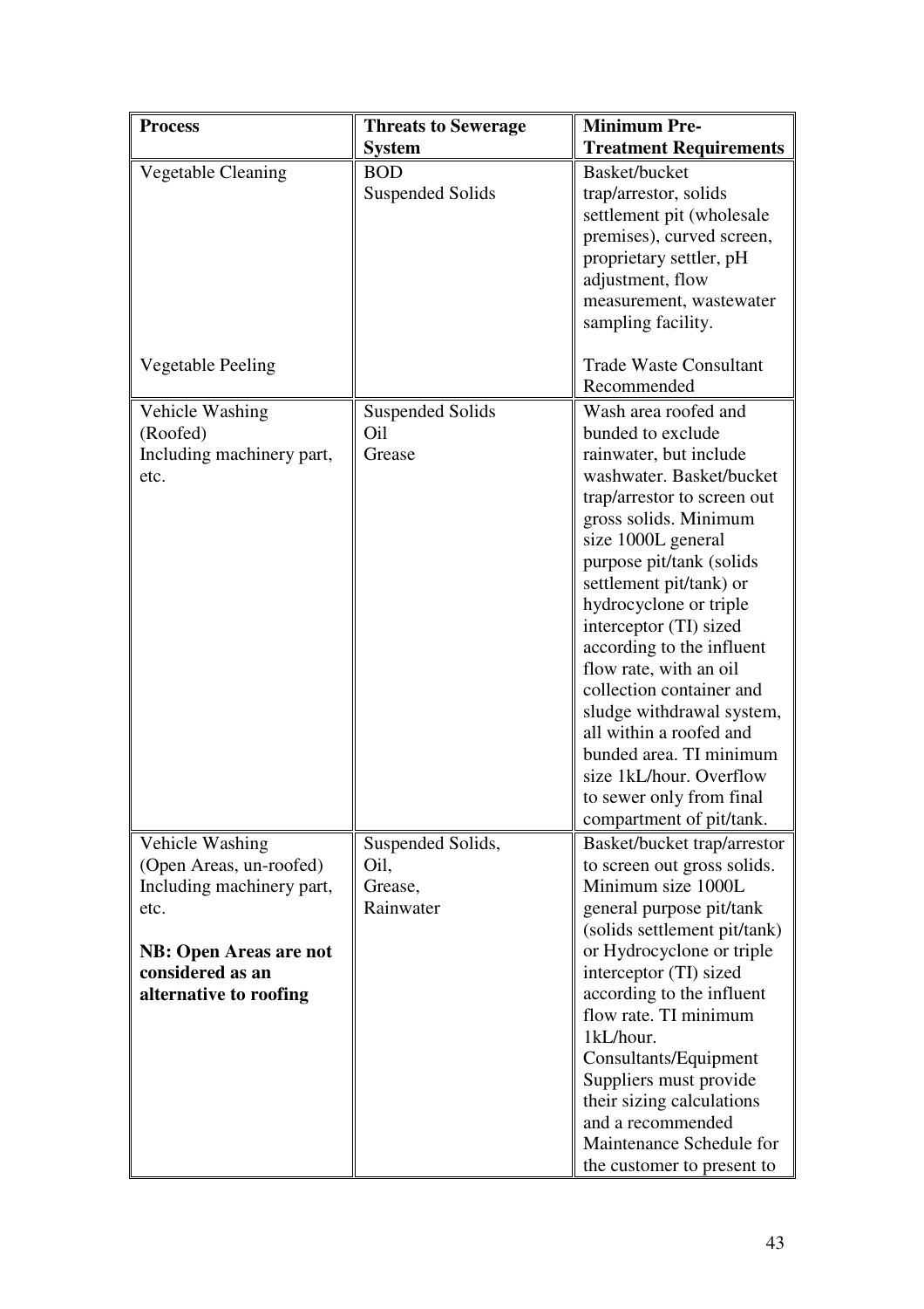| Process | Threats to Sewerage System | Minimum Pre-Treatment Requirements |
|---|---|---|
| Vegetable Cleaning<br><br>Vegetable Peeling | BOD<br>Suspended Solids | Basket/bucket trap/arrestor, solids settlement pit (wholesale premises), curved screen, proprietary settler, pH adjustment, flow measurement, wastewater sampling facility.<br><br>Trade Waste Consultant Recommended |
| Vehicle Washing (Roofed) Including machinery part, etc. | Suspended Solids<br>Oil<br>Grease | Wash area roofed and bunded to exclude rainwater, but include washwater. Basket/bucket trap/arrestor to screen out gross solids. Minimum size 1000L general purpose pit/tank (solids settlement pit/tank) or hydrocyclone or triple interceptor (TI) sized according to the influent flow rate, with an oil collection container and sludge withdrawal system, all within a roofed and bunded area. TI minimum size 1kL/hour. Overflow to sewer only from final compartment of pit/tank. |
| Vehicle Washing (Open Areas, un-roofed) Including machinery part, etc.<br><br>**NB: Open Areas are not considered as an alternative to roofing** | Suspended Solids,<br>Oil,<br>Grease,<br>Rainwater | Basket/bucket trap/arrestor to screen out gross solids. Minimum size 1000L general purpose pit/tank (solids settlement pit/tank) or Hydrocyclone or triple interceptor (TI) sized according to the influent flow rate. TI minimum 1kL/hour. Consultants/Equipment Suppliers must provide their sizing calculations and a recommended Maintenance Schedule for the customer to present to |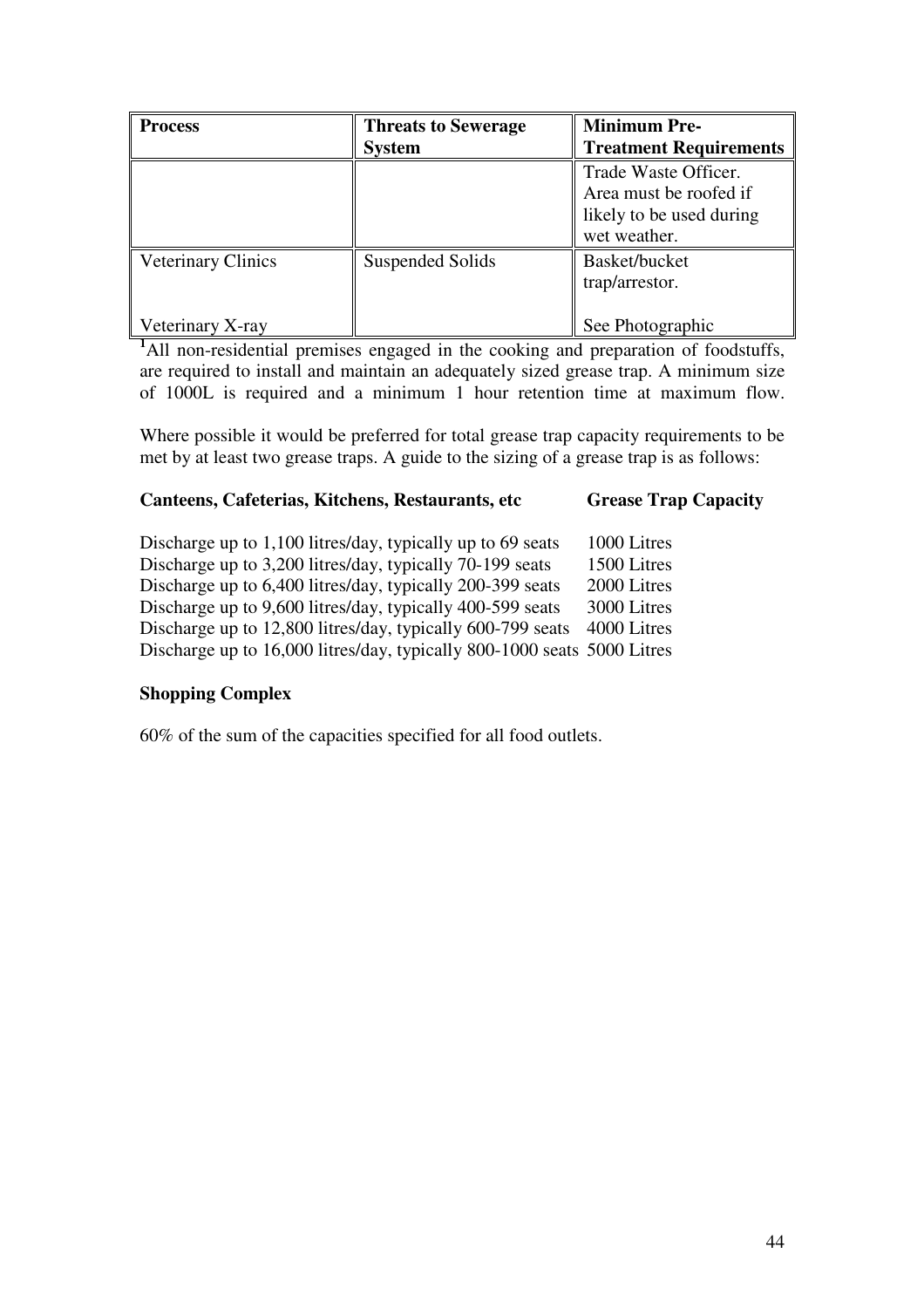| Process | Threats to Sewerage System | Minimum Pre-Treatment Requirements |
| --- | --- | --- |
| | | Trade Waste Officer. Area must be roofed if likely to be used during wet weather. |
| Veterinary Clinics<br><br>Veterinary X-ray | Suspended Solids | Basket/bucket trap/arrestor.<br><br>See Photographic |

[1]All non-residential premises engaged in the cooking and preparation of foodstuffs, are required to install and maintain an adequately sized grease trap. A minimum size of 1000L is required and a minimum 1 hour retention time at maximum flow.

Where possible it would be preferred for total grease trap capacity requirements to be met by at least two grease traps. A guide to the sizing of a grease trap is as follows:

| Canteens, Cafeterias, Kitchens, Restaurants, etc | Grease Trap Capacity |
| --- | --- |
| Discharge up to 1,100 litres/day, typically up to 69 seats | 1000 Litres |
| Discharge up to 3,200 litres/day, typically 70-199 seats | 1500 Litres |
| Discharge up to 6,400 litres/day, typically 200-399 seats | 2000 Litres |
| Discharge up to 9,600 litres/day, typically 400-599 seats | 3000 Litres |
| Discharge up to 12,800 litres/day, typically 600-799 seats | 4000 Litres |
| Discharge up to 16,000 litres/day, typically 800-1000 seats | 5000 Litres |

**Shopping Complex**

60% of the sum of the capacities specified for all food outlets.